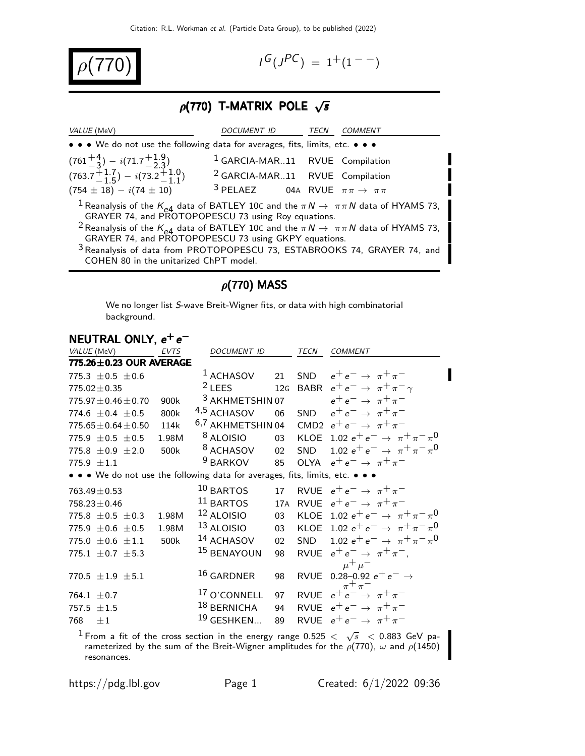# $\rho(770)$

$I^G(J^{PC}) = 1^+(1^{--})$

## $\rho(770)$ T-MATRIX POLE $\sqrt{s}$

| VALUE (MeV) | DOCUMENT ID | | TECN | COMMENT |
|---|---|---|---|---|
| • • • We do not use the following data for averages, fits, limits, etc. • • • | | | | |
| $(761^{+4}_{-3}) - i(71.7^{+1.9}_{-2.3})$ | [1] GARCIA-MAR..11 | | RVUE | Compilation |
| $(763.7^{+1.7}_{-1.5}) - i(73.2^{+1.0}_{-1.1})$ | [2] GARCIA-MAR..11 | | RVUE | Compilation |
| $(754 \pm 18) - i(74 \pm 10)$ | [3] PELAEZ | 04A | RVUE | $\pi\pi \rightarrow \pi\pi$ |

[1] Reanalysis of the $K_{e4}$ data of BATLEY 10C and the $\pi N \rightarrow \pi\pi N$ data of HYAMS 73, GRAYER 74, and PROTOPOPESCU 73 using Roy equations.

[2] Reanalysis of the $K_{e4}$ data of BATLEY 10C and the $\pi N \rightarrow \pi\pi N$ data of HYAMS 73, GRAYER 74, and PROTOPOPESCU 73 using GKPY equations.

[3] Reanalysis of data from PROTOPOPESCU 73, ESTABROOKS 74, GRAYER 74, and COHEN 80 in the unitarized ChPT model.

## $\rho(770)$ MASS

We no longer list *S*-wave Breit-Wigner fits, or data with high combinatorial background.

### NEUTRAL ONLY, $e^+e^-$

| VALUE (MeV) | EVTS | DOCUMENT ID | | TECN | COMMENT |
|---|---|---|---|---|---|
| **775.26±0.23 OUR AVERAGE** | | | | | |
| $775.3 \pm 0.5 \pm 0.6$ | | [1] ACHASOV | 21 | SND | $e^+e^- \rightarrow \pi^+\pi^-$ |
| $775.02 \pm 0.35$ | | [2] LEES | 12G | BABR | $e^+e^- \rightarrow \pi^+\pi^-\gamma$ |
| $775.97 \pm 0.46 \pm 0.70$ | 900k | [3] AKHMETSHIN | 07 | | $e^+e^- \rightarrow \pi^+\pi^-$ |
| $774.6 \pm 0.4 \pm 0.5$ | 800k | [4,5] ACHASOV | 06 | SND | $e^+e^- \rightarrow \pi^+\pi^-$ |
| $775.65 \pm 0.64 \pm 0.50$ | 114k | [6,7] AKHMETSHIN | 04 | CMD2 | $e^+e^- \rightarrow \pi^+\pi^-$ |
| $775.9 \pm 0.5 \pm 0.5$ | 1.98M | [8] ALOISIO | 03 | KLOE | $1.02\ e^+e^- \rightarrow \pi^+\pi^-\pi^0$ |
| $775.8 \pm 0.9 \pm 2.0$ | 500k | [8] ACHASOV | 02 | SND | $1.02\ e^+e^- \rightarrow \pi^+\pi^-\pi^0$ |
| $775.9 \pm 1.1$ | | [9] BARKOV | 85 | OLYA | $e^+e^- \rightarrow \pi^+\pi^-$ |
| • • • We do not use the following data for averages, fits, limits, etc. • • • | | | | | |
| $763.49 \pm 0.53$ | | [10] BARTOS | 17 | RVUE | $e^+e^- \rightarrow \pi^+\pi^-$ |
| $758.23 \pm 0.46$ | | [11] BARTOS | 17A | RVUE | $e^+e^- \rightarrow \pi^+\pi^-$ |
| $775.8 \pm 0.5 \pm 0.3$ | 1.98M | [12] ALOISIO | 03 | KLOE | $1.02\ e^+e^- \rightarrow \pi^+\pi^-\pi^0$ |
| $775.9 \pm 0.6 \pm 0.5$ | 1.98M | [13] ALOISIO | 03 | KLOE | $1.02\ e^+e^- \rightarrow \pi^+\pi^-\pi^0$ |
| $775.0 \pm 0.6 \pm 1.1$ | 500k | [14] ACHASOV | 02 | SND | $1.02\ e^+e^- \rightarrow \pi^+\pi^-\pi^0$ |
| $775.1 \pm 0.7 \pm 5.3$ | | [15] BENAYOUN | 98 | RVUE | $e^+e^- \rightarrow \pi^+\pi^-$, $\mu^+\mu^-$ |
| $770.5 \pm 1.9 \pm 5.1$ | | [16] GARDNER | 98 | RVUE | $0.28$–$0.92\ e^+e^- \rightarrow \pi^+\pi^-$ |
| $764.1 \pm 0.7$ | | [17] O'CONNELL | 97 | RVUE | $e^+e^- \rightarrow \pi^+\pi^-$ |
| $757.5 \pm 1.5$ | | [18] BERNICHA | 94 | RVUE | $e^+e^- \rightarrow \pi^+\pi^-$ |
| $768 \pm 1$ | | [19] GESHKEN... | 89 | RVUE | $e^+e^- \rightarrow \pi^+\pi^-$ |

[1] From a fit of the cross section in the energy range $0.525 < \sqrt{s} < 0.883$ GeV parameterized by the sum of the Breit-Wigner amplitudes for the $\rho(770)$, $\omega$ and $\rho(1450)$ resonances.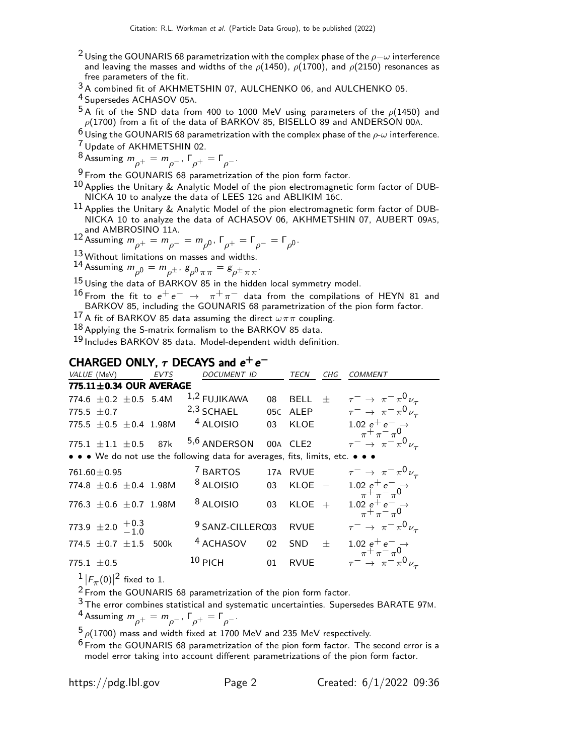[2] Using the GOUNARIS 68 parametrization with the complex phase of the $\rho-\omega$ interference and leaving the masses and widths of the $\rho(1450)$, $\rho(1700)$, and $\rho(2150)$ resonances as free parameters of the fit.

[3] A combined fit of AKHMETSHIN 07, AULCHENKO 06, and AULCHENKO 05.

[4] Supersedes ACHASOV 05A.

[5] A fit of the SND data from 400 to 1000 MeV using parameters of the $\rho(1450)$ and $\rho(1700)$ from a fit of the data of BARKOV 85, BISELLO 89 and ANDERSON 00A.

[6] Using the GOUNARIS 68 parametrization with the complex phase of the $\rho$-$\omega$ interference.

[7] Update of AKHMETSHIN 02.

[8] Assuming $m_{\rho^+} = m_{\rho^-}$, $\Gamma_{\rho^+} = \Gamma_{\rho^-}$.

[9] From the GOUNARIS 68 parametrization of the pion form factor.

[10] Applies the Unitary & Analytic Model of the pion electromagnetic form factor of DUBNICKA 10 to analyze the data of LEES 12G and ABLIKIM 16C.

[11] Applies the Unitary & Analytic Model of the pion electromagnetic form factor of DUBNICKA 10 to analyze the data of ACHASOV 06, AKHMETSHIN 07, AUBERT 09AS, and AMBROSINO 11A.

[12] Assuming $m_{\rho^+} = m_{\rho^-} = m_{\rho^0}$, $\Gamma_{\rho^+} = \Gamma_{\rho^-} = \Gamma_{\rho^0}$.

[13] Without limitations on masses and widths.

[14] Assuming $m_{\rho^0} = m_{\rho^\pm}$, $g_{\rho^0 \pi\pi} = g_{\rho^\pm \pi\pi}$.

[15] Using the data of BARKOV 85 in the hidden local symmetry model.

[16] From the fit to $e^+ e^- \rightarrow \pi^+ \pi^-$ data from the compilations of HEYN 81 and BARKOV 85, including the GOUNARIS 68 parametrization of the pion form factor.

[17] A fit of BARKOV 85 data assuming the direct $\omega\pi\pi$ coupling.

[18] Applying the S-matrix formalism to the BARKOV 85 data.

[19] Includes BARKOV 85 data. Model-dependent width definition.

## CHARGED ONLY, $\tau$ DECAYS and $e^+ e^-$

| VALUE (MeV) | EVTS | DOCUMENT ID | | TECN | CHG | COMMENT |
|---|---|---|---|---|---|---|
| **775.11±0.34 OUR AVERAGE** | | | | | | |
| 774.6 ±0.2 ±0.5 | 5.4M | [1,2] FUJIKAWA | 08 | BELL | ± | $\tau^- \rightarrow \pi^- \pi^0 \nu_\tau$ |
| 775.5 ±0.7 | | [2,3] SCHAEL | 05C | ALEP | | $\tau^- \rightarrow \pi^- \pi^0 \nu_\tau$ |
| 775.5 ±0.5 ±0.4 | 1.98M | [4] ALOISIO | 03 | KLOE | | $1.02\ e^+ e^- \rightarrow \pi^+ \pi^- \pi^0$ |
| 775.1 ±1.1 ±0.5 | 87k | [5,6] ANDERSON | 00A | CLE2 | | $\tau^- \rightarrow \pi^- \pi^0 \nu_\tau$ |
| • • • We do not use the following data for averages, fits, limits, etc. • • • | | | | | | |
| 761.60±0.95 | | [7] BARTOS | 17A | RVUE | | $\tau^- \rightarrow \pi^- \pi^0 \nu_\tau$ |
| 774.8 ±0.6 ±0.4 | 1.98M | [8] ALOISIO | 03 | KLOE | − | $1.02\ e^+ e^- \rightarrow \pi^+ \pi^- \pi^0$ |
| 776.3 ±0.6 ±0.7 | 1.98M | [8] ALOISIO | 03 | KLOE | + | $1.02\ e^+ e^- \rightarrow \pi^+ \pi^- \pi^0$ |
| 773.9 ±2.0 $^{+0.3}_{-1.0}$ | | [9] SANZ-CILLERO | 03 | RVUE | | $\tau^- \rightarrow \pi^- \pi^0 \nu_\tau$ |
| 774.5 ±0.7 ±1.5 | 500k | [4] ACHASOV | 02 | SND | ± | $1.02\ e^+ e^- \rightarrow \pi^+ \pi^- \pi^0$ |
| 775.1 ±0.5 | | [10] PICH | 01 | RVUE | | $\tau^- \rightarrow \pi^- \pi^0 \nu_\tau$ |

[1] $|F_\pi(0)|^2$ fixed to 1.

[2] From the GOUNARIS 68 parametrization of the pion form factor.

[3] The error combines statistical and systematic uncertainties. Supersedes BARATE 97M.

[4] Assuming $m_{\rho^+} = m_{\rho^-}$, $\Gamma_{\rho^+} = \Gamma_{\rho^-}$.

[5] $\rho(1700)$ mass and width fixed at 1700 MeV and 235 MeV respectively.

[6] From the GOUNARIS 68 parametrization of the pion form factor. The second error is a model error taking into account different parametrizations of the pion form factor.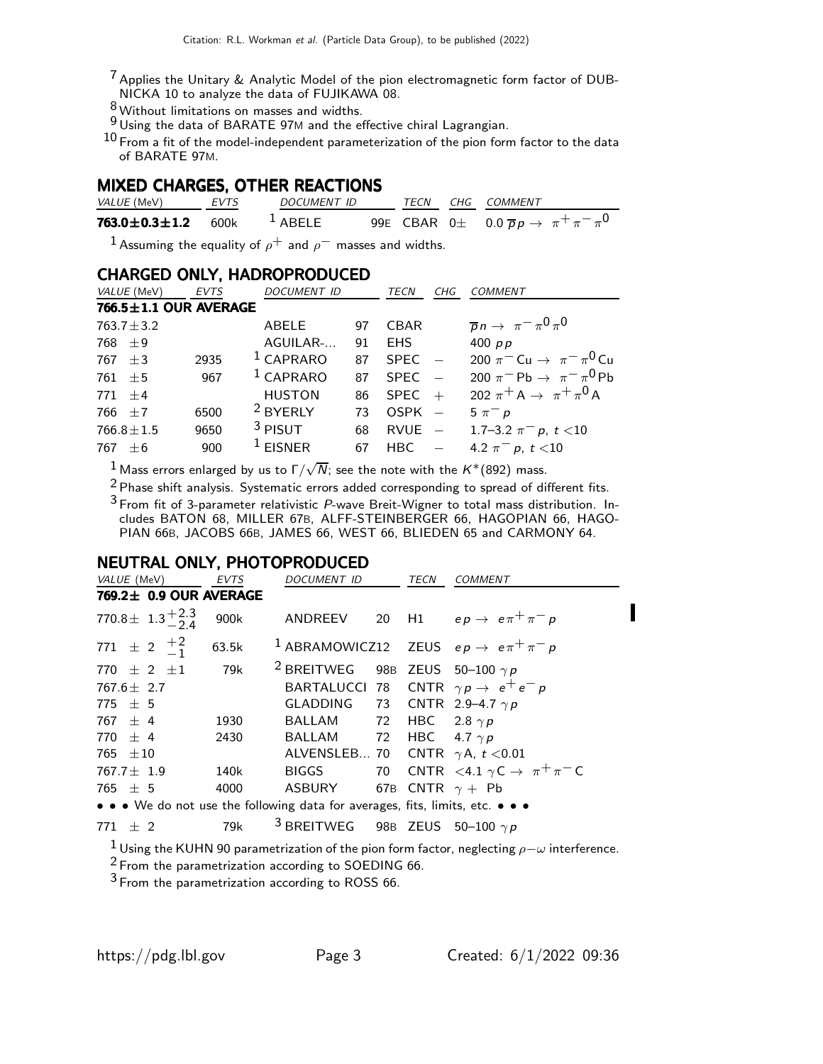[7] Applies the Unitary & Analytic Model of the pion electromagnetic form factor of DUBNICKA 10 to analyze the data of FUJIKAWA 08.

[8] Without limitations on masses and widths.

[9] Using the data of BARATE 97M and the effective chiral Lagrangian.

[10] From a fit of the model-independent parameterization of the pion form factor to the data of BARATE 97M.

## MIXED CHARGES, OTHER REACTIONS

| VALUE (MeV) | EVTS | DOCUMENT ID | | TECN | CHG | COMMENT |
|---|---|---|---|---|---|---|
| **763.0±0.3±1.2** | 600k | [1] ABELE | 99E | CBAR | $0\pm$ | $0.0\ \overline{p}p \rightarrow \pi^+\pi^-\pi^0$ |

[1] Assuming the equality of $\rho^+$ and $\rho^-$ masses and widths.

## CHARGED ONLY, HADROPRODUCED

| VALUE (MeV) | EVTS | DOCUMENT ID | | TECN | CHG | COMMENT |
|---|---|---|---|---|---|---|
| **766.5±1.1 OUR AVERAGE** | | | | | | |
| 763.7±3.2 | | ABELE | 97 | CBAR | | $\overline{p}n \rightarrow \pi^-\pi^0\pi^0$ |
| 768 ±9 | | AGUILAR-... | 91 | EHS | | 400 $pp$ |
| 767 ±3 | 2935 | [1] CAPRARO | 87 | SPEC | $-$ | 200 $\pi^-$Cu $\rightarrow \pi^-\pi^0$Cu |
| 761 ±5 | 967 | [1] CAPRARO | 87 | SPEC | $-$ | 200 $\pi^-$Pb $\rightarrow \pi^-\pi^0$Pb |
| 771 ±4 | | HUSTON | 86 | SPEC | $+$ | 202 $\pi^+$A $\rightarrow \pi^+\pi^0$A |
| 766 ±7 | 6500 | [2] BYERLY | 73 | OSPK | $-$ | 5 $\pi^- p$ |
| 766.8±1.5 | 9650 | [3] PISUT | 68 | RVUE | $-$ | 1.7–3.2 $\pi^- p$, $t<10$ |
| 767 ±6 | 900 | [1] EISNER | 67 | HBC | $-$ | 4.2 $\pi^- p$, $t<10$ |

[1] Mass errors enlarged by us to $\Gamma/\sqrt{N}$; see the note with the $K^*(892)$ mass.

[2] Phase shift analysis. Systematic errors added corresponding to spread of different fits.

[3] From fit of 3-parameter relativistic $P$-wave Breit-Wigner to total mass distribution. Includes BATON 68, MILLER 67B, ALFF-STEINBERGER 66, HAGOPIAN 66, HAGOPIAN 66B, JACOBS 66B, JAMES 66, WEST 66, BLIEDEN 65 and CARMONY 64.

## NEUTRAL ONLY, PHOTOPRODUCED

| VALUE (MeV) | EVTS | DOCUMENT ID | | TECN | COMMENT |
|---|---|---|---|---|---|
| **769.2± 0.9 OUR AVERAGE** | | | | | |
| $770.8\pm 1.3^{+2.3}_{-2.4}$ | 900k | ANDREEV | 20 | H1 | $ep \rightarrow e\pi^+\pi^- p$ |
| $771 \pm 2\ ^{+2}_{-1}$ | 63.5k | [1] ABRAMOWICZ | 12 | ZEUS | $ep \rightarrow e\pi^+\pi^- p$ |
| 770 ± 2 ±1 | 79k | [2] BREITWEG | 98B | ZEUS | 50–100 $\gamma p$ |
| 767.6± 2.7 | | BARTALUCCI | 78 | CNTR | $\gamma p \rightarrow e^+e^- p$ |
| 775 ± 5 | | GLADDING | 73 | CNTR | 2.9–4.7 $\gamma p$ |
| 767 ± 4 | 1930 | BALLAM | 72 | HBC | 2.8 $\gamma p$ |
| 770 ± 4 | 2430 | BALLAM | 72 | HBC | 4.7 $\gamma p$ |
| 765 ±10 | | ALVENSLEB... | 70 | CNTR | $\gamma$A, $t<0.01$ |
| 767.7± 1.9 | 140k | BIGGS | 70 | CNTR | <4.1 $\gamma$C $\rightarrow \pi^+\pi^-$C |
| 765 ± 5 | 4000 | ASBURY | 67B | CNTR | $\gamma$ + Pb |
| • • • We do not use the following data for averages, fits, limits, etc. • • • | | | | | |
| 771 ± 2 | 79k | [3] BREITWEG | 98B | ZEUS | 50–100 $\gamma p$ |

[1] Using the KUHN 90 parametrization of the pion form factor, neglecting $\rho-\omega$ interference.

[2] From the parametrization according to SOEDING 66.

[3] From the parametrization according to ROSS 66.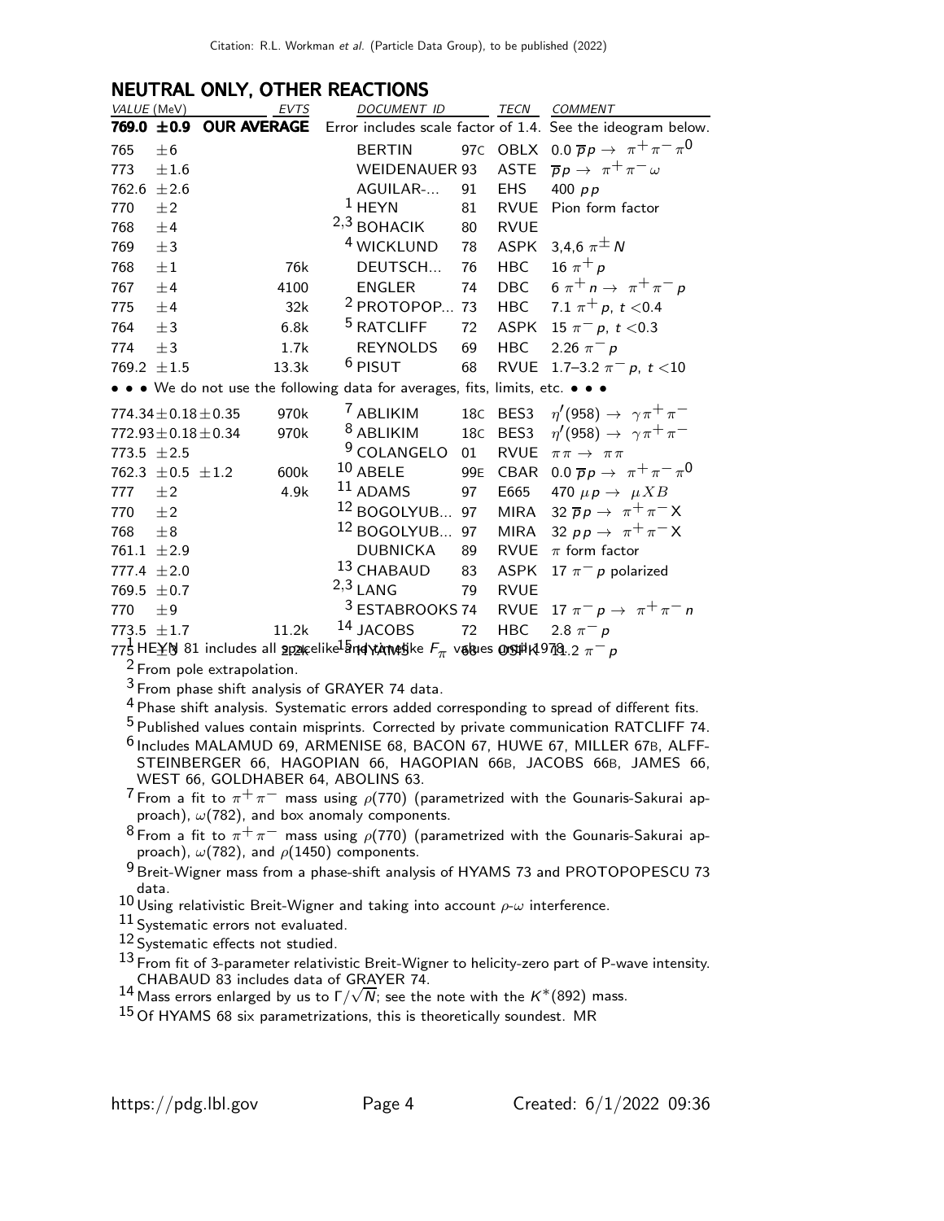## NEUTRAL ONLY, OTHER REACTIONS

| VALUE (MeV) | EVTS | DOCUMENT ID | | TECN | COMMENT |
|---|---|---|---|---|---|
| **769.0 ±0.9 OUR AVERAGE** | | Error includes scale factor of 1.4. See the ideogram below. | | | |
| 765 ±6 | | BERTIN | 97C | OBLX | 0.0 $\overline{p}p \rightarrow \pi^+\pi^-\pi^0$ |
| 773 ±1.6 | | WEIDENAUER | 93 | ASTE | $\overline{p}p \rightarrow \pi^+\pi^-\omega$ |
| 762.6 ±2.6 | | AGUILAR-... | 91 | EHS | 400 $pp$ |
| 770 ±2 | | [1] HEYN | 81 | RVUE | Pion form factor |
| 768 ±4 | | [2,3] BOHACIK | 80 | RVUE | |
| 769 ±3 | | [4] WICKLUND | 78 | ASPK | 3,4,6 $\pi^\pm N$ |
| 768 ±1 | 76k | DEUTSCH... | 76 | HBC | 16 $\pi^+ p$ |
| 767 ±4 | 4100 | ENGLER | 74 | DBC | 6 $\pi^+ n \rightarrow \pi^+\pi^- p$ |
| 775 ±4 | 32k | [2] PROTOPOP... | 73 | HBC | 7.1 $\pi^+ p$, $t <0.4$ |
| 764 ±3 | 6.8k | [5] RATCLIFF | 72 | ASPK | 15 $\pi^- p$, $t <0.3$ |
| 774 ±3 | 1.7k | REYNOLDS | 69 | HBC | 2.26 $\pi^- p$ |
| 769.2 ±1.5 | 13.3k | [6] PISUT | 68 | RVUE | 1.7–3.2 $\pi^- p$, $t <10$ |
| • • • We do not use the following data for averages, fits, limits, etc. • • • | | | | | |
| 774.34±0.18±0.35 | 970k | [7] ABLIKIM | 18C | BES3 | $\eta'(958) \rightarrow \gamma\pi^+\pi^-$ |
| 772.93±0.18±0.34 | 970k | [8] ABLIKIM | 18C | BES3 | $\eta'(958) \rightarrow \gamma\pi^+\pi^-$ |
| 773.5 ±2.5 | | [9] COLANGELO | 01 | RVUE | $\pi\pi \rightarrow \pi\pi$ |
| 762.3 ±0.5 ±1.2 | 600k | [10] ABELE | 99E | CBAR | 0.0 $\overline{p}p \rightarrow \pi^+\pi^-\pi^0$ |
| 777 ±2 | 4.9k | [11] ADAMS | 97 | E665 | 470 $\mu p \rightarrow \mu X B$ |
| 770 ±2 | | [12] BOGOLYUB... | 97 | MIRA | 32 $\overline{p}p \rightarrow \pi^+\pi^- X$ |
| 768 ±8 | | [12] BOGOLYUB... | 97 | MIRA | 32 $pp \rightarrow \pi^+\pi^- X$ |
| 761.1 ±2.9 | | DUBNICKA | 89 | RVUE | $\pi$ form factor |
| 777.4 ±2.0 | | [13] CHABAUD | 83 | ASPK | 17 $\pi^- p$ polarized |
| 769.5 ±0.7 | | [2,3] LANG | 79 | RVUE | |
| 770 ±9 | | [3] ESTABROOKS | 74 | RVUE | 17 $\pi^- p \rightarrow \pi^+\pi^- n$ |
| 773.5 ±1.7 | 11.2k | [14] JACOBS | 72 | HBC | 2.8 $\pi^- p$ |
| 775 ±3 | 2.2k | [15] HYAMS | 68 | OSPK | 11.2 $\pi^- p$ |

[1] HEYN 81 includes all spacelike and timelike $F_\pi$ values until 1978.

[2] From pole extrapolation.

[3] From phase shift analysis of GRAYER 74 data.

[4] Phase shift analysis. Systematic errors added corresponding to spread of different fits.

[5] Published values contain misprints. Corrected by private communication RATCLIFF 74.

[6] Includes MALAMUD 69, ARMENISE 68, BACON 67, HUWE 67, MILLER 67B, ALFF-STEINBERGER 66, HAGOPIAN 66, HAGOPIAN 66B, JACOBS 66B, JAMES 66, WEST 66, GOLDHABER 64, ABOLINS 63.

[7] From a fit to $\pi^+\pi^-$ mass using $\rho(770)$ (parametrized with the Gounaris-Sakurai approach), $\omega(782)$, and box anomaly components.

[8] From a fit to $\pi^+\pi^-$ mass using $\rho(770)$ (parametrized with the Gounaris-Sakurai approach), $\omega(782)$, and $\rho(1450)$ components.

[9] Breit-Wigner mass from a phase-shift analysis of HYAMS 73 and PROTOPOPESCU 73 data.

[10] Using relativistic Breit-Wigner and taking into account $\rho$-$\omega$ interference.

[11] Systematic errors not evaluated.

[12] Systematic effects not studied.

[13] From fit of 3-parameter relativistic Breit-Wigner to helicity-zero part of P-wave intensity. CHABAUD 83 includes data of GRAYER 74.

[14] Mass errors enlarged by us to $\Gamma/\sqrt{N}$; see the note with the $K^*(892)$ mass.

[15] Of HYAMS 68 six parametrizations, this is theoretically soundest. MR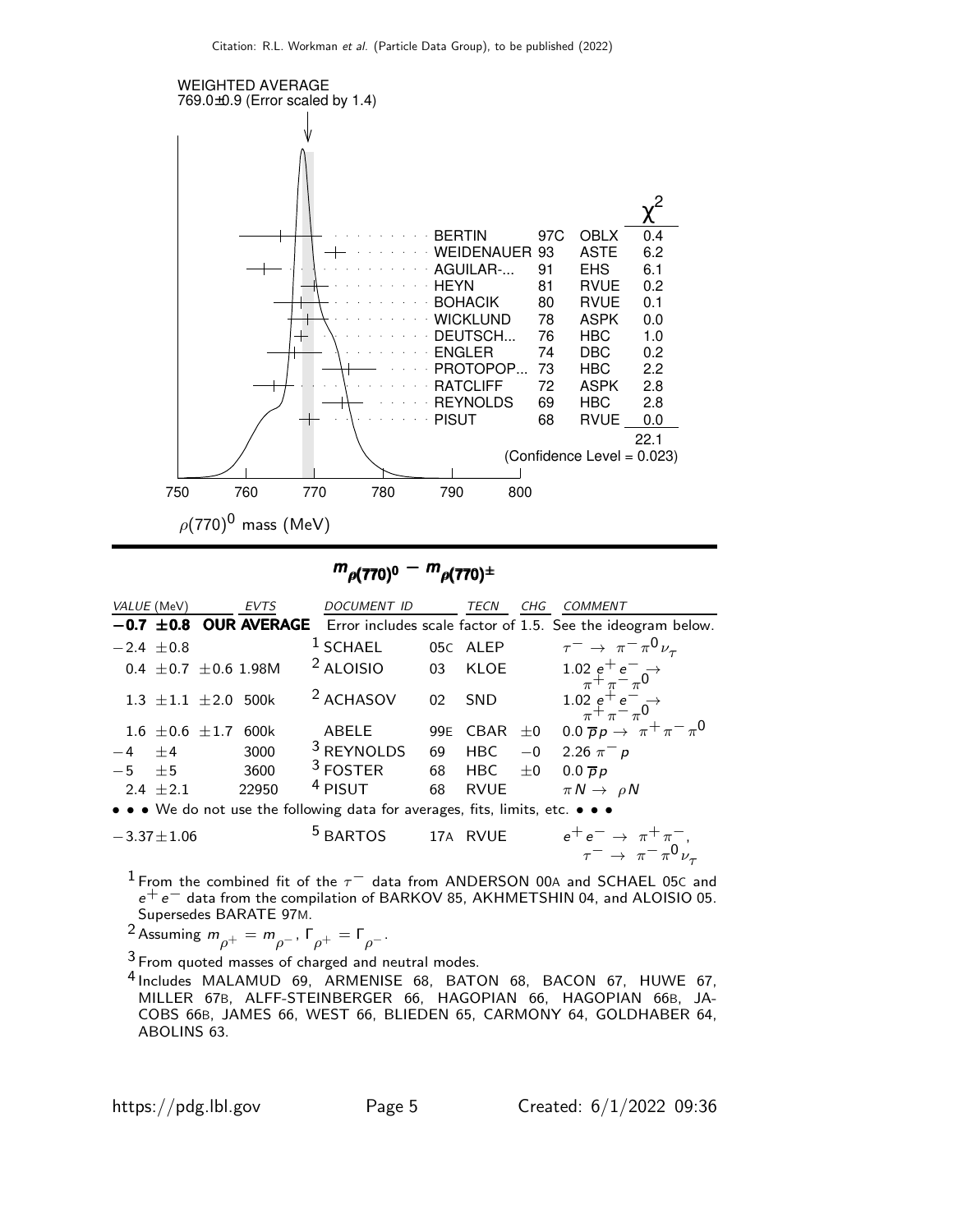WEIGHTED AVERAGE
769.0±0.9 (Error scaled by 1.4)

| | | | $\chi^2$ |
|---|---|---|---|
| BERTIN | 97C | OBLX | 0.4 |
| WEIDENAUER | 93 | ASTE | 6.2 |
| AGUILAR-... | 91 | EHS | 6.1 |
| HEYN | 81 | RVUE | 0.2 |
| BOHACIK | 80 | RVUE | 0.1 |
| WICKLUND | 78 | ASPK | 0.0 |
| DEUTSCH... | 76 | HBC | 1.0 |
| ENGLER | 74 | DBC | 0.2 |
| PROTOPOP... | 73 | HBC | 2.2 |
| RATCLIFF | 72 | ASPK | 2.8 |
| REYNOLDS | 69 | HBC | 2.8 |
| PISUT | 68 | RVUE | 0.0 |
| | | | 22.1 |

(Confidence Level = 0.023)

$\rho(770)^0$ mass (MeV)

## $m_{\rho(770)^0} - m_{\rho(770)^\pm}$

| VALUE (MeV) | EVTS | DOCUMENT ID | | TECN | CHG | COMMENT |
|---|---|---|---|---|---|---|
| **−0.7 ±0.8** | **OUR AVERAGE** | Error includes scale factor of 1.5. See the ideogram below. | | | | |
| $-2.4 \pm 0.8$ | | SCHAEL [1] | 05C | ALEP | | $\tau^- \to \pi^- \pi^0 \nu_\tau$ |
| $0.4 \pm 0.7 \pm 0.6$ | 1.98M | ALOISIO [2] | 03 | KLOE | | $1.02\ e^+ e^- \to \pi^+ \pi^- \pi^0$ |
| $1.3 \pm 1.1 \pm 2.0$ | 500k | ACHASOV [2] | 02 | SND | | $1.02\ e^+ e^- \to \pi^+ \pi^- \pi^0$ |
| $1.6 \pm 0.6 \pm 1.7$ | 600k | ABELE | 99E | CBAR | $\pm 0$ | $0.0\ \overline{p} p \to \pi^+ \pi^- \pi^0$ |
| $-4 \quad \pm 4$ | 3000 | REYNOLDS [3] | 69 | HBC | $-0$ | $2.26\ \pi^- p$ |
| $-5 \quad \pm 5$ | 3600 | FOSTER [3] | 68 | HBC | $\pm 0$ | $0.0\ \overline{p} p$ |
| $2.4 \pm 2.1$ | 22950 | PISUT [4] | 68 | RVUE | | $\pi N \to \rho N$ |

• • • We do not use the following data for averages, fits, limits, etc. • • •

| VALUE (MeV) | EVTS | DOCUMENT ID | | TECN | CHG | COMMENT |
|---|---|---|---|---|---|---|
| $-3.37 \pm 1.06$ | | BARTOS [5] | 17A | RVUE | | $e^+ e^- \to \pi^+ \pi^-$, $\tau^- \to \pi^- \pi^0 \nu_\tau$ |

[1] From the combined fit of the $\tau^-$ data from ANDERSON 00A and SCHAEL 05C and $e^+ e^-$ data from the compilation of BARKOV 85, AKHMETSHIN 04, and ALOISIO 05. Supersedes BARATE 97M.

[2] Assuming $m_{\rho^+} = m_{\rho^-}$, $\Gamma_{\rho^+} = \Gamma_{\rho^-}$.

[3] From quoted masses of charged and neutral modes.

[4] Includes MALAMUD 69, ARMENISE 68, BATON 68, BACON 67, HUWE 67, MILLER 67B, ALFF-STEINBERGER 66, HAGOPIAN 66, HAGOPIAN 66B, JACOBS 66B, JAMES 66, WEST 66, BLIEDEN 65, CARMONY 64, GOLDHABER 64, ABOLINS 63.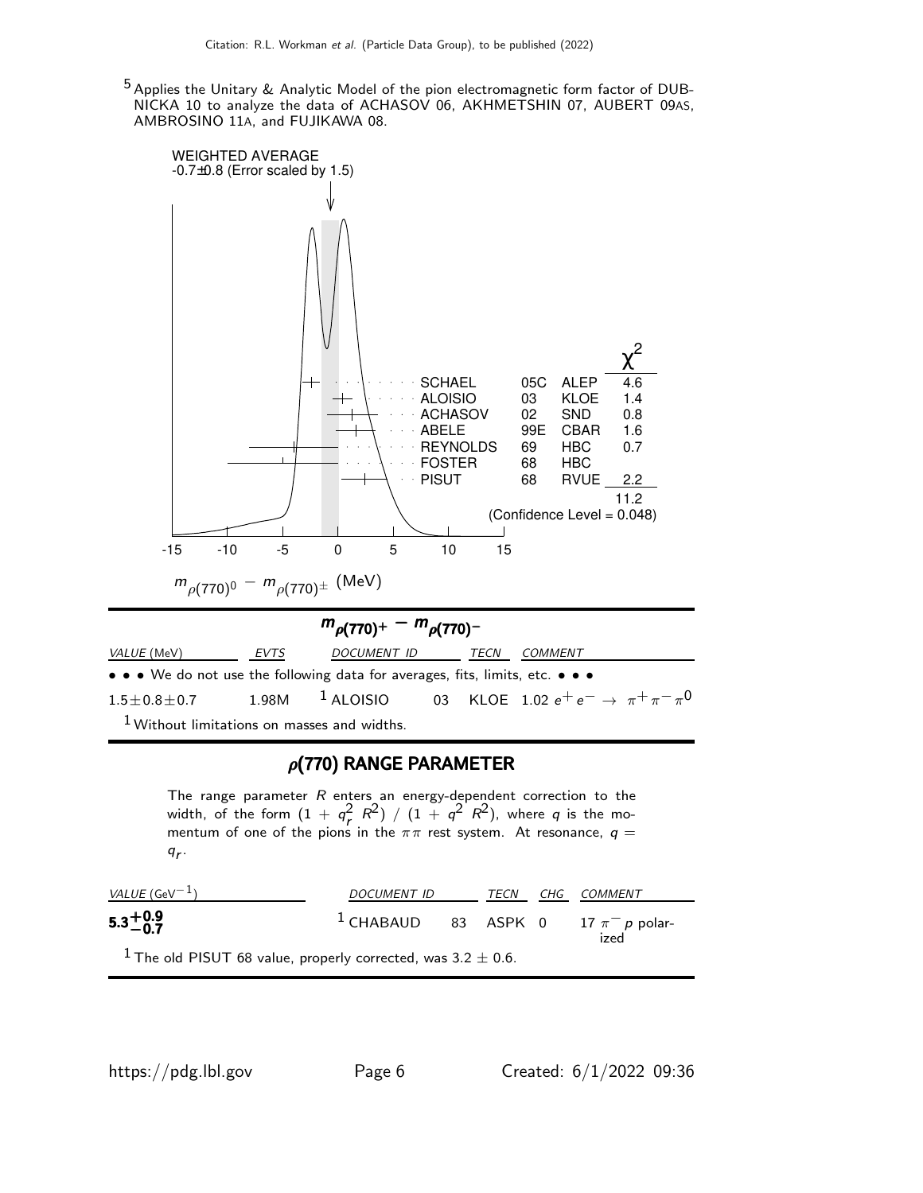[5] Applies the Unitary & Analytic Model of the pion electromagnetic form factor of DUBNICKA 10 to analyze the data of ACHASOV 06, AKHMETSHIN 07, AUBERT 09AS, AMBROSINO 11A, and FUJIKAWA 08.

WEIGHTED AVERAGE
-0.7±0.8 (Error scaled by 1.5)

| | | | $\chi^2$ |
|---|---|---|---|
| SCHAEL | 05C | ALEP | 4.6 |
| ALOISIO | 03 | KLOE | 1.4 |
| ACHASOV | 02 | SND | 0.8 |
| ABELE | 99E | CBAR | 1.6 |
| REYNOLDS | 69 | HBC | 0.7 |
| FOSTER | 68 | HBC | |
| PISUT | 68 | RVUE | 2.2 |
| | | | 11.2 |

(Confidence Level = 0.048)

$m_{\rho(770)^0} - m_{\rho(770)^\pm}$ (MeV)

## $m_{\rho(770)^+} - m_{\rho(770)^-}$

| VALUE (MeV) | EVTS | DOCUMENT ID | | TECN | COMMENT |
|---|---|---|---|---|---|
| • • • We do not use the following data for averages, fits, limits, etc. • • • | | | | | |
| $1.5 \pm 0.8 \pm 0.7$ | 1.98M | [1] ALOISIO | 03 | KLOE | $1.02\ e^+e^- \rightarrow \pi^+\pi^-\pi^0$ |

[1] Without limitations on masses and widths.

## $\rho(770)$ RANGE PARAMETER

The range parameter $R$ enters an energy-dependent correction to the width, of the form $(1 + q_r^2\ R^2)\ /\ (1 + q^2\ R^2)$, where $q$ is the momentum of one of the pions in the $\pi\pi$ rest system. At resonance, $q = q_r$.

| VALUE (GeV$^{-1}$) | DOCUMENT ID | | TECN | CHG | COMMENT |
|---|---|---|---|---|---|
| $\mathbf{5.3^{+0.9}_{-0.7}}$ | [1] CHABAUD | 83 | ASPK | 0 | 17 $\pi^- p$ polarized |

[1] The old PISUT 68 value, properly corrected, was $3.2 \pm 0.6$.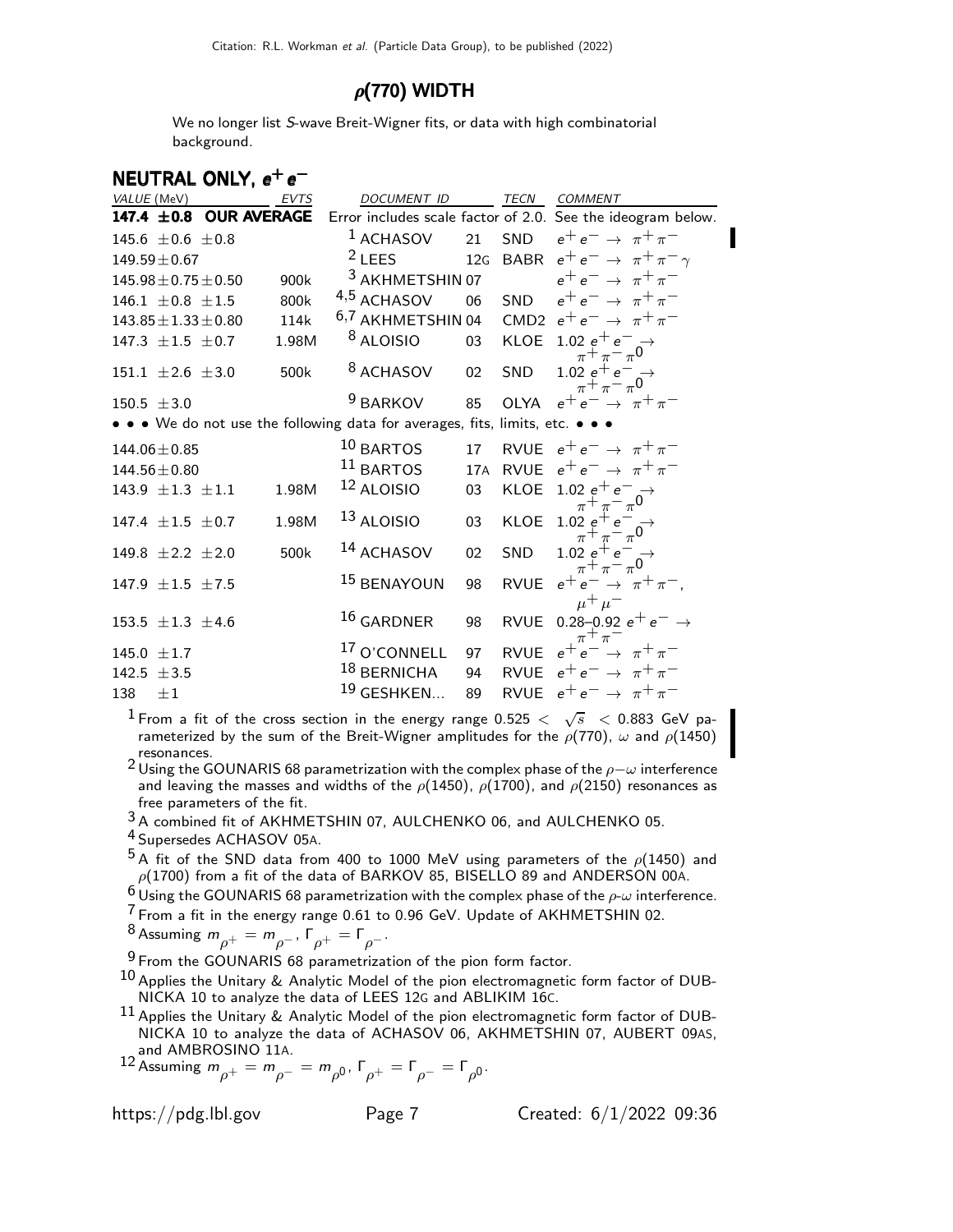## $\rho(770)$ WIDTH

We no longer list S-wave Breit-Wigner fits, or data with high combinatorial background.

### NEUTRAL ONLY, $e^+ e^-$

| VALUE (MeV) | EVTS | DOCUMENT ID | | TECN | COMMENT |
|---|---|---|---|---|---|
| **147.4 ±0.8 OUR AVERAGE** | | Error includes scale factor of 2.0. See the ideogram below. | | | |
| 145.6 ±0.6 ±0.8 | | [1] ACHASOV | 21 | SND | $e^+ e^- \rightarrow \pi^+ \pi^-$ |
| 149.59±0.67 | | [2] LEES | 12G | BABR | $e^+ e^- \rightarrow \pi^+ \pi^- \gamma$ |
| 145.98±0.75±0.50 | 900k | [3] AKHMETSHIN | 07 | | $e^+ e^- \rightarrow \pi^+ \pi^-$ |
| 146.1 ±0.8 ±1.5 | 800k | [4,5] ACHASOV | 06 | SND | $e^+ e^- \rightarrow \pi^+ \pi^-$ |
| 143.85±1.33±0.80 | 114k | [6,7] AKHMETSHIN | 04 | CMD2 | $e^+ e^- \rightarrow \pi^+ \pi^-$ |
| 147.3 ±1.5 ±0.7 | 1.98M | [8] ALOISIO | 03 | KLOE | 1.02 $e^+ e^- \rightarrow \pi^+ \pi^- \pi^0$ |
| 151.1 ±2.6 ±3.0 | 500k | [8] ACHASOV | 02 | SND | 1.02 $e^+ e^- \rightarrow \pi^+ \pi^- \pi^0$ |
| 150.5 ±3.0 | | [9] BARKOV | 85 | OLYA | $e^+ e^- \rightarrow \pi^+ \pi^-$ |
| • • • We do not use the following data for averages, fits, limits, etc. • • • | | | | | |
| 144.06±0.85 | | [10] BARTOS | 17 | RVUE | $e^+ e^- \rightarrow \pi^+ \pi^-$ |
| 144.56±0.80 | | [11] BARTOS | 17A | RVUE | $e^+ e^- \rightarrow \pi^+ \pi^-$ |
| 143.9 ±1.3 ±1.1 | 1.98M | [12] ALOISIO | 03 | KLOE | 1.02 $e^+ e^- \rightarrow \pi^+ \pi^- \pi^0$ |
| 147.4 ±1.5 ±0.7 | 1.98M | [13] ALOISIO | 03 | KLOE | 1.02 $e^+ e^- \rightarrow \pi^+ \pi^- \pi^0$ |
| 149.8 ±2.2 ±2.0 | 500k | [14] ACHASOV | 02 | SND | 1.02 $e^+ e^- \rightarrow \pi^+ \pi^- \pi^0$ |
| 147.9 ±1.5 ±7.5 | | [15] BENAYOUN | 98 | RVUE | $e^+ e^- \rightarrow \pi^+ \pi^-$, $\mu^+ \mu^-$ |
| 153.5 ±1.3 ±4.6 | | [16] GARDNER | 98 | RVUE | 0.28–0.92 $e^+ e^- \rightarrow \pi^+ \pi^-$ |
| 145.0 ±1.7 | | [17] O'CONNELL | 97 | RVUE | $e^+ e^- \rightarrow \pi^+ \pi^-$ |
| 142.5 ±3.5 | | [18] BERNICHA | 94 | RVUE | $e^+ e^- \rightarrow \pi^+ \pi^-$ |
| 138 ±1 | | [19] GESHKEN... | 89 | RVUE | $e^+ e^- \rightarrow \pi^+ \pi^-$ |

[1] From a fit of the cross section in the energy range $0.525 < \sqrt{s} < 0.883$ GeV parameterized by the sum of the Breit-Wigner amplitudes for the $\rho(770)$, $\omega$ and $\rho(1450)$ resonances.

[2] Using the GOUNARIS 68 parametrization with the complex phase of the $\rho-\omega$ interference and leaving the masses and widths of the $\rho(1450)$, $\rho(1700)$, and $\rho(2150)$ resonances as free parameters of the fit.

[3] A combined fit of AKHMETSHIN 07, AULCHENKO 06, and AULCHENKO 05.

[4] Supersedes ACHASOV 05A.

[5] A fit of the SND data from 400 to 1000 MeV using parameters of the $\rho(1450)$ and $\rho(1700)$ from a fit of the data of BARKOV 85, BISELLO 89 and ANDERSON 00A.

[6] Using the GOUNARIS 68 parametrization with the complex phase of the $\rho$-$\omega$ interference.

[7] From a fit in the energy range 0.61 to 0.96 GeV. Update of AKHMETSHIN 02.

[8] Assuming $m_{\rho^+} = m_{\rho^-}$, $\Gamma_{\rho^+} = \Gamma_{\rho^-}$.

[9] From the GOUNARIS 68 parametrization of the pion form factor.

[10] Applies the Unitary & Analytic Model of the pion electromagnetic form factor of DUBNICKA 10 to analyze the data of LEES 12G and ABLIKIM 16C.

[11] Applies the Unitary & Analytic Model of the pion electromagnetic form factor of DUBNICKA 10 to analyze the data of ACHASOV 06, AKHMETSHIN 07, AUBERT 09AS, and AMBROSINO 11A.

[12] Assuming $m_{\rho^+} = m_{\rho^-} = m_{\rho^0}$, $\Gamma_{\rho^+} = \Gamma_{\rho^-} = \Gamma_{\rho^0}$.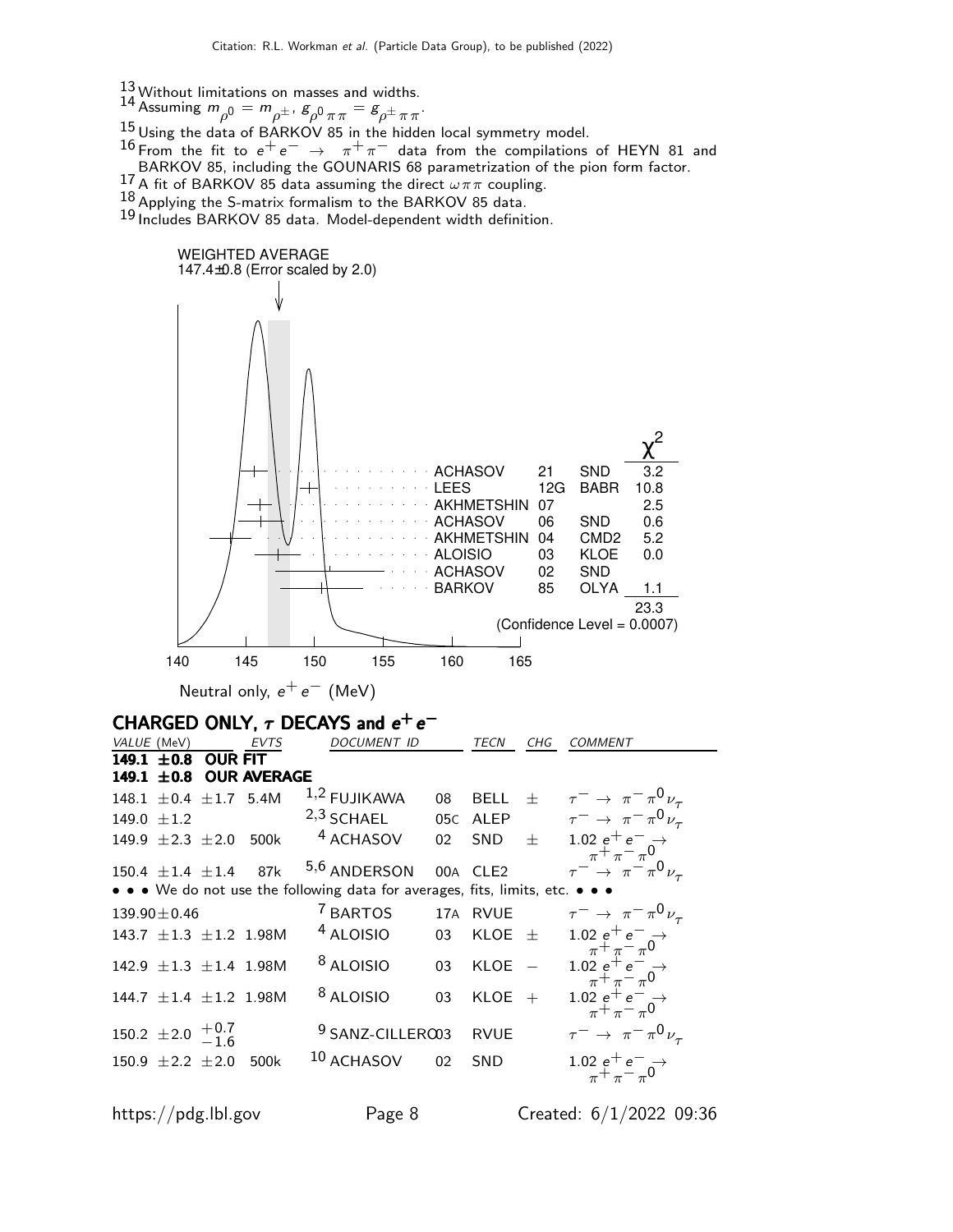[13] Without limitations on masses and widths.

[14] Assuming $m_{\rho^0} = m_{\rho^\pm}$, $g_{\rho^0 \pi\pi} = g_{\rho^\pm \pi\pi}$.

[15] Using the data of BARKOV 85 in the hidden local symmetry model.

[16] From the fit to $e^+ e^- \rightarrow \pi^+ \pi^-$ data from the compilations of HEYN 81 and BARKOV 85, including the GOUNARIS 68 parametrization of the pion form factor.

[17] A fit of BARKOV 85 data assuming the direct $\omega\pi\pi$ coupling.

[18] Applying the S-matrix formalism to the BARKOV 85 data.

[19] Includes BARKOV 85 data. Model-dependent width definition.

WEIGHTED AVERAGE
147.4±0.8 (Error scaled by 2.0)

| | | | $\chi^2$ |
|---|---|---|---|
| ACHASOV | 21 | SND | 3.2 |
| LEES | 12G | BABR | 10.8 |
| AKHMETSHIN | 07 | | 2.5 |
| ACHASOV | 06 | SND | 0.6 |
| AKHMETSHIN | 04 | CMD2 | 5.2 |
| ALOISIO | 03 | KLOE | 0.0 |
| ACHASOV | 02 | SND | |
| BARKOV | 85 | OLYA | 1.1 |
| | | | 23.3 |

(Confidence Level = 0.0007)

Neutral only, $e^+ e^-$ (MeV)

## CHARGED ONLY, $\tau$ DECAYS and $e^+ e^-$

| VALUE (MeV) | EVTS | DOCUMENT ID | | TECN | CHG | COMMENT |
|---|---|---|---|---|---|---|
| **149.1 ±0.8 OUR FIT** | | | | | | |
| **149.1 ±0.8 OUR AVERAGE** | | | | | | |
| 148.1 ±0.4 ±1.7 | 5.4M | [1,2] FUJIKAWA | 08 | BELL | ± | $\tau^- \rightarrow \pi^- \pi^0 \nu_\tau$ |
| 149.0 ±1.2 | | [2,3] SCHAEL | 05C | ALEP | | $\tau^- \rightarrow \pi^- \pi^0 \nu_\tau$ |
| 149.9 ±2.3 ±2.0 | 500k | [4] ACHASOV | 02 | SND | ± | 1.02 $e^+ e^- \rightarrow \pi^+ \pi^- \pi^0$ |
| 150.4 ±1.4 ±1.4 | 87k | [5,6] ANDERSON | 00A | CLE2 | | $\tau^- \rightarrow \pi^- \pi^0 \nu_\tau$ |
| • • • We do not use the following data for averages, fits, limits, etc. • • • | | | | | | |
| 139.90±0.46 | | [7] BARTOS | 17A | RVUE | | $\tau^- \rightarrow \pi^- \pi^0 \nu_\tau$ |
| 143.7 ±1.3 ±1.2 | 1.98M | [4] ALOISIO | 03 | KLOE | ± | 1.02 $e^+ e^- \rightarrow \pi^+ \pi^- \pi^0$ |
| 142.9 ±1.3 ±1.4 | 1.98M | [8] ALOISIO | 03 | KLOE | − | 1.02 $e^+ e^- \rightarrow \pi^+ \pi^- \pi^0$ |
| 144.7 ±1.4 ±1.2 | 1.98M | [8] ALOISIO | 03 | KLOE | + | 1.02 $e^+ e^- \rightarrow \pi^+ \pi^- \pi^0$ |
| 150.2 ±2.0 $^{+0.7}_{-1.6}$ | | [9] SANZ-CILLERO | 03 | RVUE | | $\tau^- \rightarrow \pi^- \pi^0 \nu_\tau$ |
| 150.9 ±2.2 ±2.0 | 500k | [10] ACHASOV | 02 | SND | | 1.02 $e^+ e^- \rightarrow \pi^+ \pi^- \pi^0$ |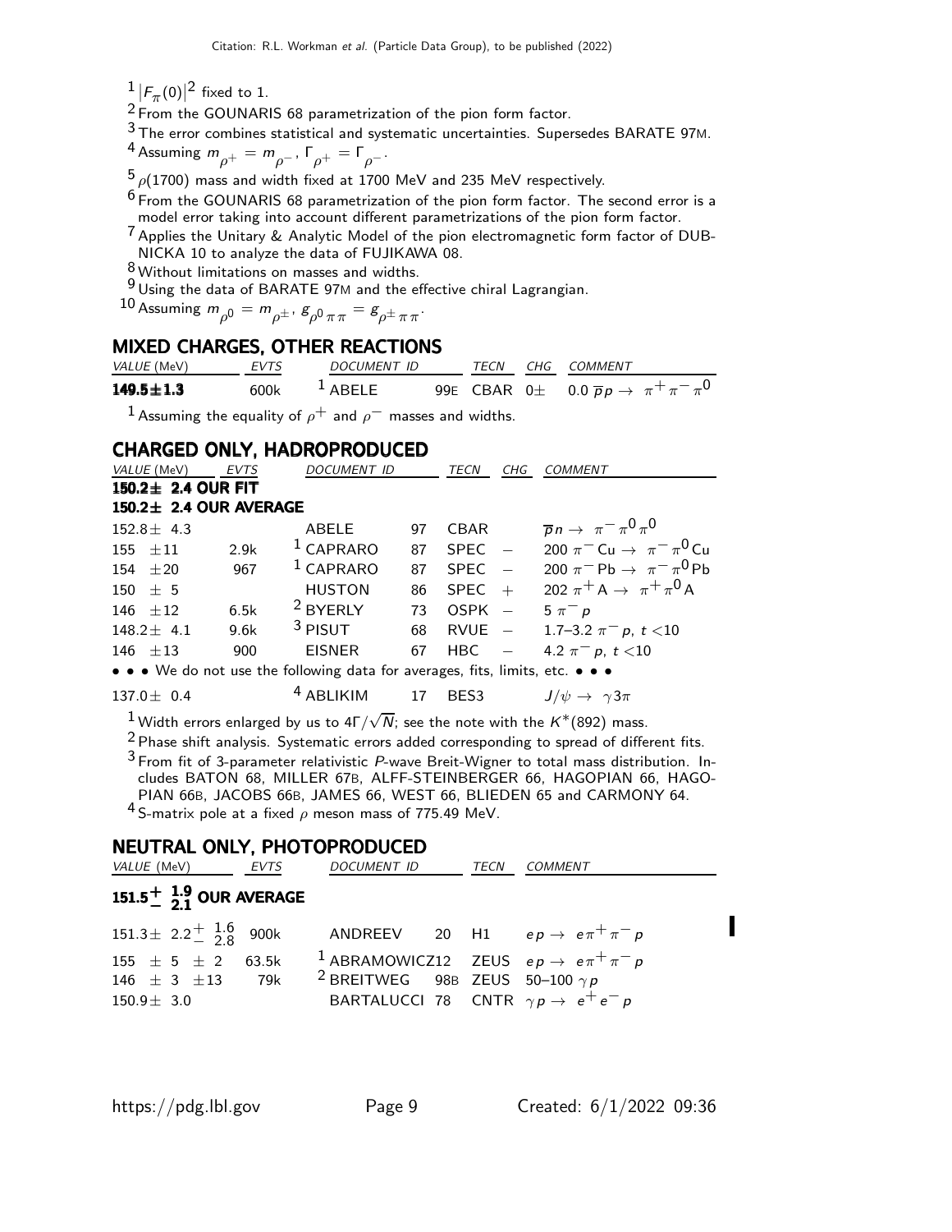[1] $|F_\pi(0)|^2$ fixed to 1.

[2] From the GOUNARIS 68 parametrization of the pion form factor.

[3] The error combines statistical and systematic uncertainties. Supersedes BARATE 97M.

[4] Assuming $m_{\rho^+} = m_{\rho^-}$, $\Gamma_{\rho^+} = \Gamma_{\rho^-}$.

[5] $\rho(1700)$ mass and width fixed at 1700 MeV and 235 MeV respectively.

[6] From the GOUNARIS 68 parametrization of the pion form factor. The second error is a model error taking into account different parametrizations of the pion form factor.

[7] Applies the Unitary & Analytic Model of the pion electromagnetic form factor of DUBNICKA 10 to analyze the data of FUJIKAWA 08.

[8] Without limitations on masses and widths.

[9] Using the data of BARATE 97M and the effective chiral Lagrangian.

[10] Assuming $m_{\rho^0} = m_{\rho^\pm}$, $g_{\rho^0\pi\pi} = g_{\rho^\pm\pi\pi}$.

## MIXED CHARGES, OTHER REACTIONS

| VALUE (MeV) | EVTS | DOCUMENT ID | | TECN | CHG | COMMENT |
|---|---|---|---|---|---|---|
| **149.5±1.3** | 600k | [1] ABELE | 99E | CBAR | $0\pm$ | $0.0\ \overline{p}p \to \pi^+\pi^-\pi^0$ |

[1] Assuming the equality of $\rho^+$ and $\rho^-$ masses and widths.

## CHARGED ONLY, HADROPRODUCED

| VALUE (MeV) | EVTS | DOCUMENT ID | | TECN | CHG | COMMENT |
|---|---|---|---|---|---|---|
| **150.2± 2.4 OUR FIT** | | | | | | |
| **150.2± 2.4 OUR AVERAGE** | | | | | | |
| 152.8± 4.3 | | ABELE | 97 | CBAR | | $\overline{p}n \to \pi^-\pi^0\pi^0$ |
| 155 ±11 | 2.9k | [1] CAPRARO | 87 | SPEC | − | $200\ \pi^-\mathrm{Cu} \to \pi^-\pi^0\mathrm{Cu}$ |
| 154 ±20 | 967 | [1] CAPRARO | 87 | SPEC | − | $200\ \pi^-\mathrm{Pb} \to \pi^-\pi^0\mathrm{Pb}$ |
| 150 ± 5 | | HUSTON | 86 | SPEC | + | $202\ \pi^+ A \to \pi^+\pi^0 A$ |
| 146 ±12 | 6.5k | [2] BYERLY | 73 | OSPK | − | $5\ \pi^- p$ |
| 148.2± 4.1 | 9.6k | [3] PISUT | 68 | RVUE | − | 1.7–3.2 $\pi^- p$, $t<10$ |
| 146 ±13 | 900 | EISNER | 67 | HBC | − | 4.2 $\pi^- p$, $t<10$ |
| • • • We do not use the following data for averages, fits, limits, etc. • • • | | | | | | |
| 137.0± 0.4 | | [4] ABLIKIM | 17 | BES3 | | $J/\psi \to \gamma 3\pi$ |

[1] Width errors enlarged by us to $4\Gamma/\sqrt{N}$; see the note with the $K^*(892)$ mass.

[2] Phase shift analysis. Systematic errors added corresponding to spread of different fits.

[3] From fit of 3-parameter relativistic $P$-wave Breit-Wigner to total mass distribution. Includes BATON 68, MILLER 67B, ALFF-STEINBERGER 66, HAGOPIAN 66, HAGOPIAN 66B, JACOBS 66B, JAMES 66, WEST 66, BLIEDEN 65 and CARMONY 64.

[4] S-matrix pole at a fixed $\rho$ meson mass of 775.49 MeV.

## NEUTRAL ONLY, PHOTOPRODUCED

| VALUE (MeV) | EVTS | DOCUMENT ID | | TECN | COMMENT |
|---|---|---|---|---|---|
| $\mathbf{151.5^{+\ 1.9}_{-\ 2.1}}$ **OUR AVERAGE** | | | | | |
| $151.3\pm\ 2.2^{+\ 1.6}_{-\ 2.8}$ | 900k | ANDREEV | 20 | H1 | $ep \to e\pi^+\pi^- p$ |
| 155 ± 5 ± 2 | 63.5k | [1] ABRAMOWICZ | 12 | ZEUS | $ep \to e\pi^+\pi^- p$ |
| 146 ± 3 ±13 | 79k | [2] BREITWEG | 98B | ZEUS | 50–100 $\gamma p$ |
| 150.9± 3.0 | | BARTALUCCI | 78 | CNTR | $\gamma p \to e^+e^- p$ |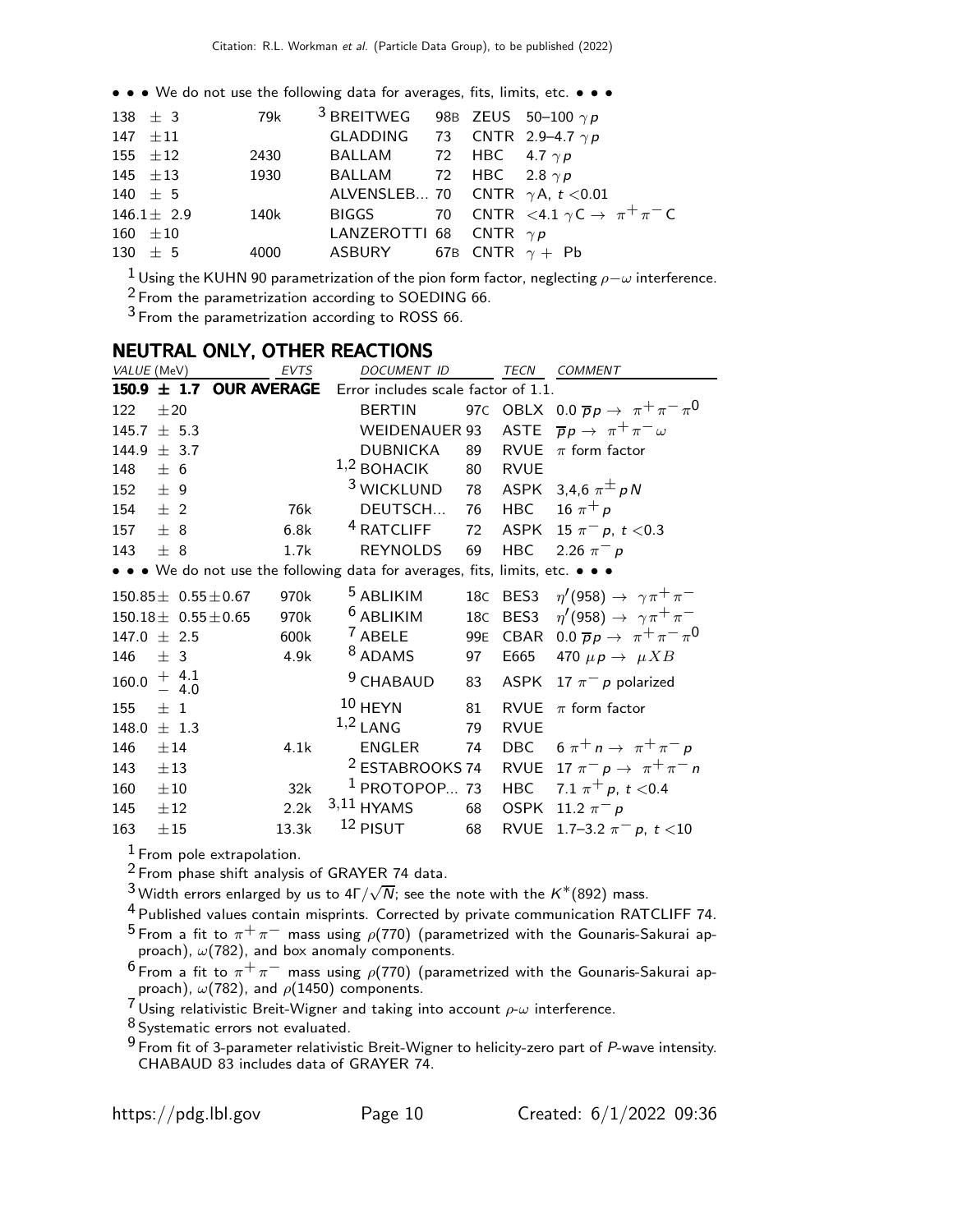• • • We do not use the following data for averages, fits, limits, etc. • • •

| VALUE (MeV) | EVTS | DOCUMENT ID | | TECN | COMMENT |
|---|---|---|---|---|---|
| 138 $\pm$ 3 | 79k | [3] BREITWEG | 98B | ZEUS | 50–100 $\gamma p$ |
| 147 $\pm$11 | | GLADDING | 73 | CNTR | 2.9–4.7 $\gamma p$ |
| 155 $\pm$12 | 2430 | BALLAM | 72 | HBC | 4.7 $\gamma p$ |
| 145 $\pm$13 | 1930 | BALLAM | 72 | HBC | 2.8 $\gamma p$ |
| 140 $\pm$ 5 | | ALVENSLEB... | 70 | CNTR | $\gamma A$, $t < 0.01$ |
| 146.1$\pm$ 2.9 | 140k | BIGGS | 70 | CNTR | $<4.1$ $\gamma C \to \pi^+\pi^- C$ |
| 160 $\pm$10 | | LANZEROTTI | 68 | CNTR | $\gamma p$ |
| 130 $\pm$ 5 | 4000 | ASBURY | 67B | CNTR | $\gamma +$ Pb |

[1] Using the KUHN 90 parametrization of the pion form factor, neglecting $\rho-\omega$ interference.

[2] From the parametrization according to SOEDING 66.

[3] From the parametrization according to ROSS 66.

## NEUTRAL ONLY, OTHER REACTIONS

| VALUE (MeV) | EVTS | DOCUMENT ID | | TECN | COMMENT |
|---|---|---|---|---|---|
| **150.9 $\pm$ 1.7 OUR AVERAGE** | | Error includes scale factor of 1.1. | | | |
| 122 $\pm$20 | | BERTIN | 97C | OBLX | 0.0 $\overline{p}p \to \pi^+\pi^-\pi^0$ |
| 145.7 $\pm$ 5.3 | | WEIDENAUER | 93 | ASTE | $\overline{p}p \to \pi^+\pi^-\omega$ |
| 144.9 $\pm$ 3.7 | | DUBNICKA | 89 | RVUE | $\pi$ form factor |
| 148 $\pm$ 6 | | [1,2] BOHACIK | 80 | RVUE | |
| 152 $\pm$ 9 | | [3] WICKLUND | 78 | ASPK | 3,4,6 $\pi^\pm pN$ |
| 154 $\pm$ 2 | 76k | DEUTSCH... | 76 | HBC | 16 $\pi^+ p$ |
| 157 $\pm$ 8 | 6.8k | [4] RATCLIFF | 72 | ASPK | 15 $\pi^- p$, $t < 0.3$ |
| 143 $\pm$ 8 | 1.7k | REYNOLDS | 69 | HBC | 2.26 $\pi^- p$ |
| • • • We do not use the following data for averages, fits, limits, etc. • • • | | | | | |
| 150.85$\pm$ 0.55$\pm$0.67 | 970k | [5] ABLIKIM | 18C | BES3 | $\eta'(958) \to \gamma\pi^+\pi^-$ |
| 150.18$\pm$ 0.55$\pm$0.65 | 970k | [6] ABLIKIM | 18C | BES3 | $\eta'(958) \to \gamma\pi^+\pi^-$ |
| 147.0 $\pm$ 2.5 | 600k | [7] ABELE | 99E | CBAR | 0.0 $\overline{p}p \to \pi^+\pi^-\pi^0$ |
| 146 $\pm$ 3 | 4.9k | [8] ADAMS | 97 | E665 | 470 $\mu p \to \mu XB$ |
| 160.0 $^{+4.1}_{-4.0}$ | | [9] CHABAUD | 83 | ASPK | 17 $\pi^- p$ polarized |
| 155 $\pm$ 1 | | [10] HEYN | 81 | RVUE | $\pi$ form factor |
| 148.0 $\pm$ 1.3 | | [1,2] LANG | 79 | RVUE | |
| 146 $\pm$14 | 4.1k | ENGLER | 74 | DBC | 6 $\pi^+ n \to \pi^+\pi^- p$ |
| 143 $\pm$13 | | [2] ESTABROOKS | 74 | RVUE | 17 $\pi^- p \to \pi^+\pi^- n$ |
| 160 $\pm$10 | 32k | [1] PROTOPOP... | 73 | HBC | 7.1 $\pi^+ p$, $t < 0.4$ |
| 145 $\pm$12 | 2.2k | [3,11] HYAMS | 68 | OSPK | 11.2 $\pi^- p$ |
| 163 $\pm$15 | 13.3k | [12] PISUT | 68 | RVUE | 1.7–3.2 $\pi^- p$, $t < 10$ |

[1] From pole extrapolation.

[2] From phase shift analysis of GRAYER 74 data.

[3] Width errors enlarged by us to $4\Gamma/\sqrt{N}$; see the note with the $K^*(892)$ mass.

[4] Published values contain misprints. Corrected by private communication RATCLIFF 74.

[5] From a fit to $\pi^+\pi^-$ mass using $\rho(770)$ (parametrized with the Gounaris-Sakurai approach), $\omega(782)$, and box anomaly components.

[6] From a fit to $\pi^+\pi^-$ mass using $\rho(770)$ (parametrized with the Gounaris-Sakurai approach), $\omega(782)$, and $\rho(1450)$ components.

[7] Using relativistic Breit-Wigner and taking into account $\rho$-$\omega$ interference.

[8] Systematic errors not evaluated.

[9] From fit of 3-parameter relativistic Breit-Wigner to helicity-zero part of $P$-wave intensity. CHABAUD 83 includes data of GRAYER 74.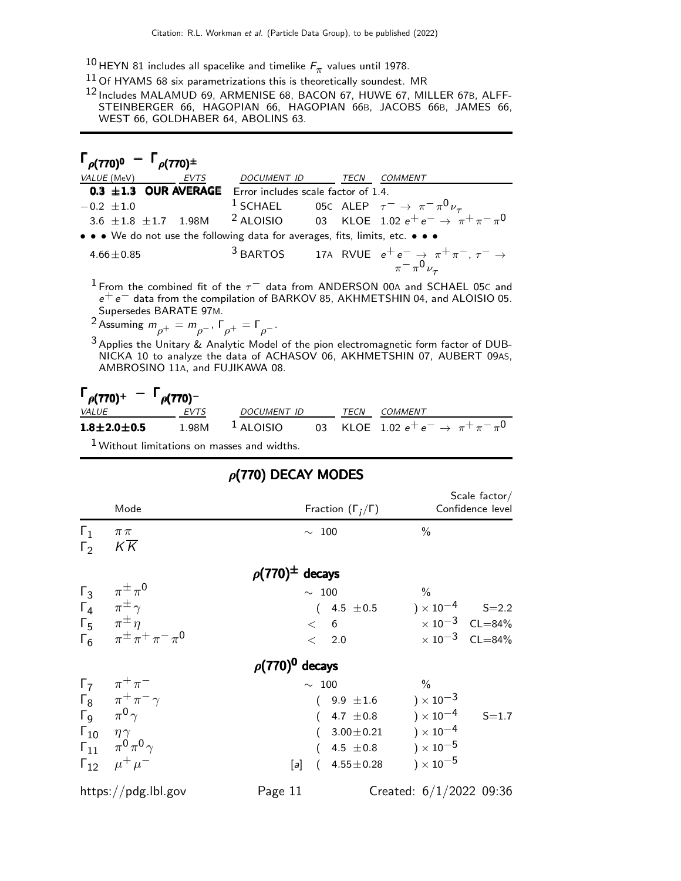[10] HEYN 81 includes all spacelike and timelike $F_\pi$ values until 1978.

[11] Of HYAMS 68 six parametrizations this is theoretically soundest. MR

[12] Includes MALAMUD 69, ARMENISE 68, BACON 67, HUWE 67, MILLER 67B, ALFF-STEINBERGER 66, HAGOPIAN 66, HAGOPIAN 66B, JACOBS 66B, JAMES 66, WEST 66, GOLDHABER 64, ABOLINS 63.

## $\Gamma_{\rho(770)^0} - \Gamma_{\rho(770)^\pm}$

| VALUE (MeV) | EVTS | DOCUMENT ID | | TECN | COMMENT |
|---|---|---|---|---|---|
| **0.3 ±1.3 OUR AVERAGE** | | Error includes scale factor of 1.4. | | | |
| −0.2 ±1.0 | | [1] SCHAEL | 05C | ALEP | $\tau^- \to \pi^- \pi^0 \nu_\tau$ |
| 3.6 ±1.8 ±1.7 | 1.98M | [2] ALOISIO | 03 | KLOE | 1.02 $e^+ e^- \to \pi^+ \pi^- \pi^0$ |
| • • • We do not use the following data for averages, fits, limits, etc. • • • | | | | | |
| 4.66±0.85 | | [3] BARTOS | 17A | RVUE | $e^+ e^- \to \pi^+ \pi^-$, $\tau^- \to \pi^- \pi^0 \nu_\tau$ |

[1] From the combined fit of the $\tau^-$ data from ANDERSON 00A and SCHAEL 05C and $e^+ e^-$ data from the compilation of BARKOV 85, AKHMETSHIN 04, and ALOISIO 05. Supersedes BARATE 97M.

[2] Assuming $m_{\rho^+} = m_{\rho^-}$, $\Gamma_{\rho^+} = \Gamma_{\rho^-}$.

[3] Applies the Unitary & Analytic Model of the pion electromagnetic form factor of DUBNICKA 10 to analyze the data of ACHASOV 06, AKHMETSHIN 07, AUBERT 09AS, AMBROSINO 11A, and FUJIKAWA 08.

## $\Gamma_{\rho(770)^+} - \Gamma_{\rho(770)^-}$

| VALUE | EVTS | DOCUMENT ID | | TECN | COMMENT |
|---|---|---|---|---|---|
| **1.8±2.0±0.5** | 1.98M | [1] ALOISIO | 03 | KLOE | 1.02 $e^+ e^- \to \pi^+ \pi^- \pi^0$ |

[1] Without limitations on masses and widths.

## $\rho$(770) DECAY MODES

| | Mode | | Fraction ($\Gamma_i/\Gamma$) | Scale factor/ Confidence level |
|---|---|---|---|---|
| $\Gamma_1$ | $\pi\pi$ | | ∼ 100 % | |
| $\Gamma_2$ | $K\overline{K}$ | | | |
| | **$\rho(770)^\pm$ decays** | | | |
| $\Gamma_3$ | $\pi^\pm \pi^0$ | | ∼ 100 % | |
| $\Gamma_4$ | $\pi^\pm \gamma$ | | ( 4.5 ±0.5 ) $\times 10^{-4}$ | S=2.2 |
| $\Gamma_5$ | $\pi^\pm \eta$ | | < 6 $\times 10^{-3}$ | CL=84% |
| $\Gamma_6$ | $\pi^\pm \pi^+ \pi^- \pi^0$ | | < 2.0 $\times 10^{-3}$ | CL=84% |
| | **$\rho(770)^0$ decays** | | | |
| $\Gamma_7$ | $\pi^+ \pi^-$ | | ∼ 100 % | |
| $\Gamma_8$ | $\pi^+ \pi^- \gamma$ | | ( 9.9 ±1.6 ) $\times 10^{-3}$ | |
| $\Gamma_9$ | $\pi^0 \gamma$ | | ( 4.7 ±0.8 ) $\times 10^{-4}$ | S=1.7 |
| $\Gamma_{10}$ | $\eta\gamma$ | | ( 3.00±0.21 ) $\times 10^{-4}$ | |
| $\Gamma_{11}$ | $\pi^0 \pi^0 \gamma$ | | ( 4.5 ±0.8 ) $\times 10^{-5}$ | |
| $\Gamma_{12}$ | $\mu^+ \mu^-$ | [a] | ( 4.55±0.28 ) $\times 10^{-5}$ | |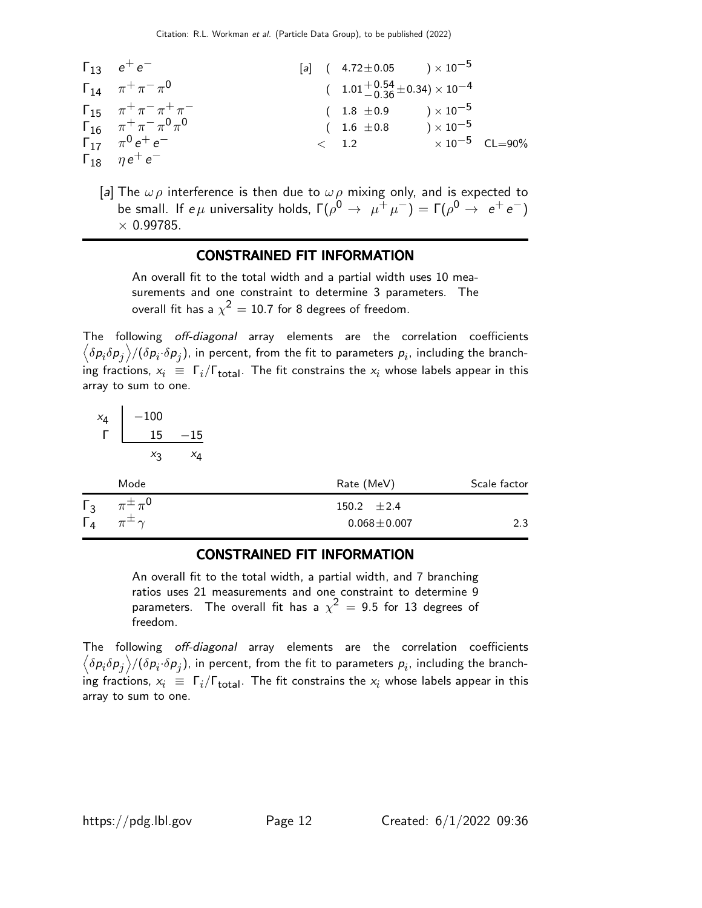| | | | | |
|---|---|---|---|---|
| $\Gamma_{13}$ | $e^+e^-$ | [a] | $(4.72\pm0.05)\times10^{-5}$ | |
| $\Gamma_{14}$ | $\pi^+\pi^-\pi^0$ | | $(1.01^{+0.54}_{-0.36}\pm0.34)\times10^{-4}$ | |
| $\Gamma_{15}$ | $\pi^+\pi^-\pi^+\pi^-$ | | $(1.8\pm0.9)\times10^{-5}$ | |
| $\Gamma_{16}$ | $\pi^+\pi^-\pi^0\pi^0$ | | $(1.6\pm0.8)\times10^{-5}$ | |
| $\Gamma_{17}$ | $\pi^0e^+e^-$ | | $<1.2\times10^{-5}$ | CL=90% |
| $\Gamma_{18}$ | $\eta e^+e^-$ | | | |

[a] The $\omega\rho$ interference is then due to $\omega\rho$ mixing only, and is expected to be small. If $e\mu$ universality holds, $\Gamma(\rho^0\to\mu^+\mu^-)=\Gamma(\rho^0\to e^+e^-)\times0.99785$.

## CONSTRAINED FIT INFORMATION

An overall fit to the total width and a partial width uses 10 measurements and one constraint to determine 3 parameters. The overall fit has a $\chi^2=10.7$ for 8 degrees of freedom.

The following *off-diagonal* array elements are the correlation coefficients $\left\langle\delta p_i\delta p_j\right\rangle/(\delta p_i\cdot\delta p_j)$, in percent, from the fit to parameters $p_i$, including the branching fractions, $x_i\equiv\Gamma_i/\Gamma_{\text{total}}$. The fit constrains the $x_i$ whose labels appear in this array to sum to one.

| | | |
|---|---|---|
| $x_4$ | $-100$ | |
| $\Gamma$ | 15 | $-15$ |
| | $x_3$ | $x_4$ |

| | Mode | Rate (MeV) | Scale factor |
|---|---|---|---|
| $\Gamma_3$ | $\pi^\pm\pi^0$ | $150.2\pm2.4$ | |
| $\Gamma_4$ | $\pi^\pm\gamma$ | $0.068\pm0.007$ | 2.3 |

## CONSTRAINED FIT INFORMATION

An overall fit to the total width, a partial width, and 7 branching ratios uses 21 measurements and one constraint to determine 9 parameters. The overall fit has a $\chi^2=9.5$ for 13 degrees of freedom.

The following *off-diagonal* array elements are the correlation coefficients $\left\langle\delta p_i\delta p_j\right\rangle/(\delta p_i\cdot\delta p_j)$, in percent, from the fit to parameters $p_i$, including the branching fractions, $x_i\equiv\Gamma_i/\Gamma_{\text{total}}$. The fit constrains the $x_i$ whose labels appear in this array to sum to one.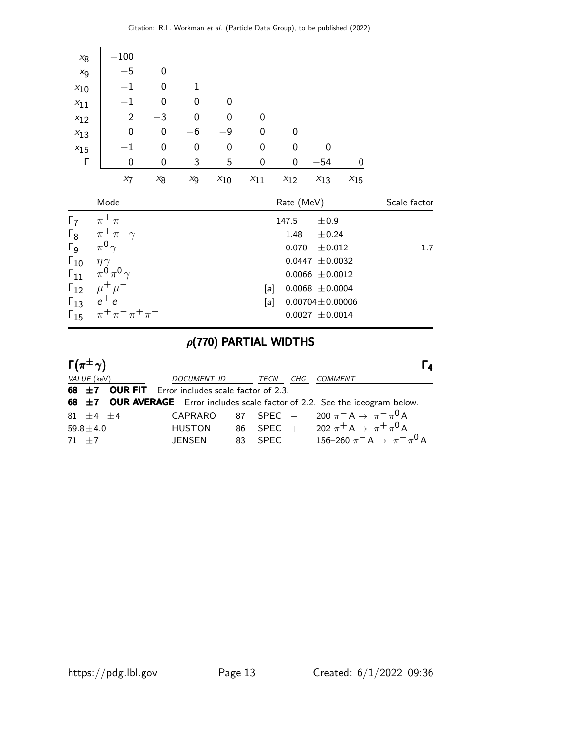|  | $x_7$ | $x_8$ | $x_9$ | $x_{10}$ | $x_{11}$ | $x_{12}$ | $x_{13}$ | $x_{15}$ |
|---|---|---|---|---|---|---|---|---|
| $x_8$ | −100 | | | | | | | |
| $x_9$ | −5 | 0 | | | | | | |
| $x_{10}$ | −1 | 0 | 1 | | | | | |
| $x_{11}$ | −1 | 0 | 0 | 0 | | | | |
| $x_{12}$ | 2 | −3 | 0 | 0 | 0 | | | |
| $x_{13}$ | 0 | 0 | −6 | −9 | 0 | 0 | | |
| $x_{15}$ | −1 | 0 | 0 | 0 | 0 | 0 | 0 | |
| Γ | 0 | 0 | 3 | 5 | 0 | 0 | −54 | 0 |

| | Mode | | Rate (MeV) | Scale factor |
|---|---|---|---|---|
| $\Gamma_7$ | $\pi^+\pi^-$ | | 147.5 ±0.9 | |
| $\Gamma_8$ | $\pi^+\pi^-\gamma$ | | 1.48 ±0.24 | |
| $\Gamma_9$ | $\pi^0\gamma$ | | 0.070 ±0.012 | 1.7 |
| $\Gamma_{10}$ | $\eta\gamma$ | | 0.0447 ±0.0032 | |
| $\Gamma_{11}$ | $\pi^0\pi^0\gamma$ | | 0.0066 ±0.0012 | |
| $\Gamma_{12}$ | $\mu^+\mu^-$ | [a] | 0.0068 ±0.0004 | |
| $\Gamma_{13}$ | $e^+e^-$ | [a] | 0.00704±0.00006 | |
| $\Gamma_{15}$ | $\pi^+\pi^-\pi^+\pi^-$ | | 0.0027 ±0.0014 | |

## $\rho(770)$ PARTIAL WIDTHS

### $\Gamma(\pi^{\pm}\gamma)$ $\Gamma_4$

| *VALUE* (keV) | *DOCUMENT ID* | | *TECN* | *CHG* | *COMMENT* |
|---|---|---|---|---|---|
| **68 ±7 OUR FIT** Error includes scale factor of 2.3. | | | | | |
| **68 ±7 OUR AVERAGE** Error includes scale factor of 2.2. See the ideogram below. | | | | | |
| 81 ±4 ±4 | CAPRARO | 87 | SPEC | − | 200 $\pi^-$ A → $\pi^-\pi^0$ A |
| 59.8±4.0 | HUSTON | 86 | SPEC | + | 202 $\pi^+$ A → $\pi^+\pi^0$ A |
| 71 ±7 | JENSEN | 83 | SPEC | − | 156–260 $\pi^-$ A → $\pi^-\pi^0$ A |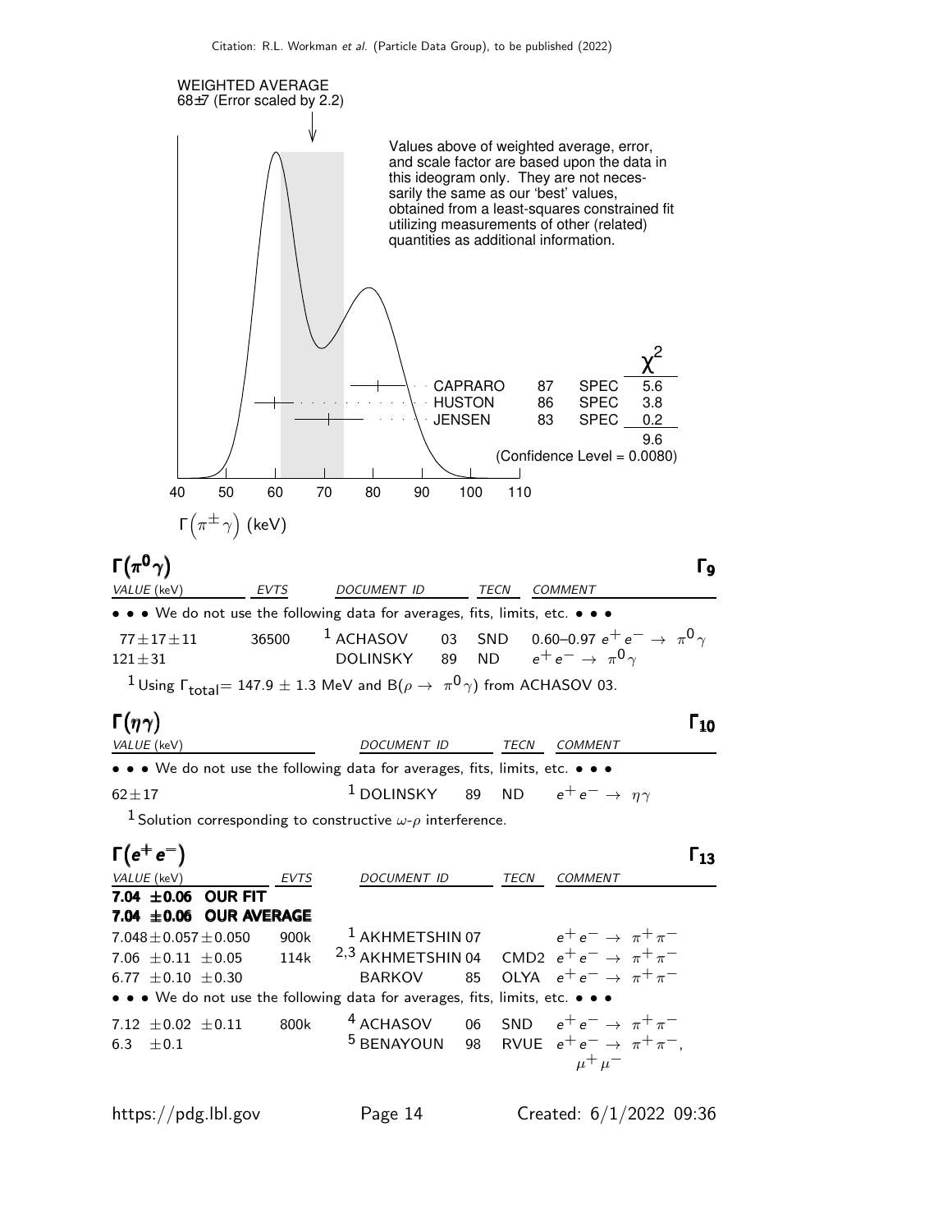WEIGHTED AVERAGE
68±7 (Error scaled by 2.2)

Values above of weighted average, error, and scale factor are based upon the data in this ideogram only. They are not necessarily the same as our 'best' values, obtained from a least-squares constrained fit utilizing measurements of other (related) quantities as additional information.

| | | | $\chi^2$ |
|---|---|---|---|
| CAPRARO | 87 | SPEC | 5.6 |
| HUSTON | 86 | SPEC | 3.8 |
| JENSEN | 83 | SPEC | 0.2 |
| | | | 9.6 |

(Confidence Level = 0.0080)

$\Gamma(\pi^{\pm}\gamma)$ (keV)

## $\Gamma(\pi^0\gamma)$ — $\Gamma_9$

| VALUE (keV) | EVTS | DOCUMENT ID | | TECN | COMMENT |
|---|---|---|---|---|---|
| • • • We do not use the following data for averages, fits, limits, etc. • • • | | | | | |
| $77\pm17\pm11$ | 36500 | [1] ACHASOV | 03 | SND | 0.60–0.97 $e^+e^- \to \pi^0\gamma$ |
| $121\pm31$ | | DOLINSKY | 89 | ND | $e^+e^- \to \pi^0\gamma$ |

[1] Using $\Gamma_{total}$= 147.9 ± 1.3 MeV and $B(\rho \to \pi^0\gamma)$ from ACHASOV 03.

## $\Gamma(\eta\gamma)$ — $\Gamma_{10}$

| VALUE (keV) | DOCUMENT ID | | TECN | COMMENT |
|---|---|---|---|---|
| • • • We do not use the following data for averages, fits, limits, etc. • • • | | | | |
| $62\pm17$ | [1] DOLINSKY | 89 | ND | $e^+e^- \to \eta\gamma$ |

[1] Solution corresponding to constructive $\omega$-$\rho$ interference.

## $\Gamma(e^+e^-)$ — $\Gamma_{13}$

| VALUE (keV) | EVTS | DOCUMENT ID | | TECN | COMMENT |
|---|---|---|---|---|---|
| **7.04 ±0.06 OUR FIT** | | | | | |
| **7.04 ±0.06 OUR AVERAGE** | | | | | |
| $7.048\pm0.057\pm0.050$ | 900k | [1] AKHMETSHIN | 07 | | $e^+e^- \to \pi^+\pi^-$ |
| $7.06\pm0.11\pm0.05$ | 114k | [2,3] AKHMETSHIN | 04 | CMD2 | $e^+e^- \to \pi^+\pi^-$ |
| $6.77\pm0.10\pm0.30$ | | BARKOV | 85 | OLYA | $e^+e^- \to \pi^+\pi^-$ |
| • • • We do not use the following data for averages, fits, limits, etc. • • • | | | | | |
| $7.12\pm0.02\pm0.11$ | 800k | [4] ACHASOV | 06 | SND | $e^+e^- \to \pi^+\pi^-$ |
| $6.3\pm0.1$ | | [5] BENAYOUN | 98 | RVUE | $e^+e^- \to \pi^+\pi^-$, $\mu^+\mu^-$ |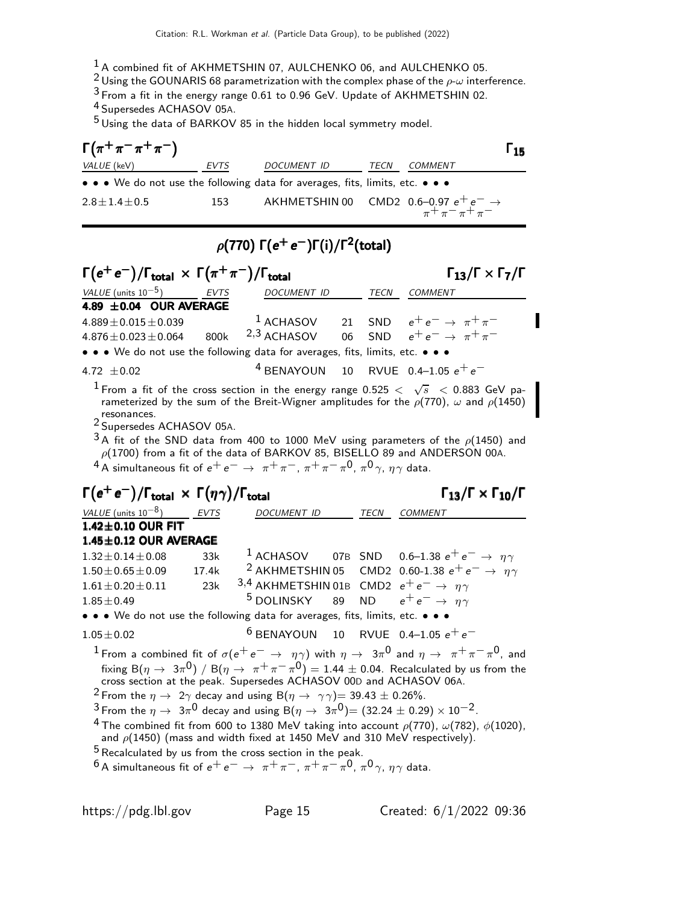[1] A combined fit of AKHMETSHIN 07, AULCHENKO 06, and AULCHENKO 05.
[2] Using the GOUNARIS 68 parametrization with the complex phase of the $\rho$-$\omega$ interference.
[3] From a fit in the energy range 0.61 to 0.96 GeV. Update of AKHMETSHIN 02.
[4] Supersedes ACHASOV 05A.
[5] Using the data of BARKOV 85 in the hidden local symmetry model.

### $\Gamma(\pi^+\pi^-\pi^+\pi^-)$ — $\Gamma_{15}$

| VALUE (keV) | EVTS | DOCUMENT ID | TECN | COMMENT |
|---|---|---|---|---|
| • • • We do not use the following data for averages, fits, limits, etc. • • • | | | | |
| $2.8\pm1.4\pm0.5$ | 153 | AKHMETSHIN 00 | CMD2 | 0.6–0.97 $e^+e^- \to \pi^+\pi^-\pi^+\pi^-$ |

## $\rho(770)$ $\Gamma(e^+e^-)\Gamma(i)/\Gamma^2(\text{total})$

### $\Gamma(e^+e^-)/\Gamma_{\text{total}} \times \Gamma(\pi^+\pi^-)/\Gamma_{\text{total}}$ — $\Gamma_{13}/\Gamma \times \Gamma_7/\Gamma$

| VALUE (units $10^{-5}$) | EVTS | DOCUMENT ID | | TECN | COMMENT |
|---|---|---|---|---|---|
| **4.89 ±0.04 OUR AVERAGE** | | | | | |
| $4.889\pm0.015\pm0.039$ | | [1] ACHASOV | 21 | SND | $e^+e^- \to \pi^+\pi^-$ |
| $4.876\pm0.023\pm0.064$ | 800k | [2,3] ACHASOV | 06 | SND | $e^+e^- \to \pi^+\pi^-$ |
| • • • We do not use the following data for averages, fits, limits, etc. • • • | | | | | |
| $4.72\ \pm0.02$ | | [4] BENAYOUN | 10 | RVUE | 0.4–1.05 $e^+e^-$ |

[1] From a fit of the cross section in the energy range $0.525 < \sqrt{s} < 0.883$ GeV parameterized by the sum of the Breit-Wigner amplitudes for the $\rho(770)$, $\omega$ and $\rho(1450)$ resonances.
[2] Supersedes ACHASOV 05A.
[3] A fit of the SND data from 400 to 1000 MeV using parameters of the $\rho(1450)$ and $\rho(1700)$ from a fit of the data of BARKOV 85, BISELLO 89 and ANDERSON 00A.
[4] A simultaneous fit of $e^+e^- \to \pi^+\pi^-$, $\pi^+\pi^-\pi^0$, $\pi^0\gamma$, $\eta\gamma$ data.

### $\Gamma(e^+e^-)/\Gamma_{\text{total}} \times \Gamma(\eta\gamma)/\Gamma_{\text{total}}$ — $\Gamma_{13}/\Gamma \times \Gamma_{10}/\Gamma$

| VALUE (units $10^{-8}$) | EVTS | DOCUMENT ID | | TECN | COMMENT |
|---|---|---|---|---|---|
| **1.42±0.10 OUR FIT** | | | | | |
| **1.45±0.12 OUR AVERAGE** | | | | | |
| $1.32\pm0.14\pm0.08$ | 33k | [1] ACHASOV | 07B | SND | 0.6–1.38 $e^+e^- \to \eta\gamma$ |
| $1.50\pm0.65\pm0.09$ | 17.4k | [2] AKHMETSHIN | 05 | CMD2 | 0.60-1.38 $e^+e^- \to \eta\gamma$ |
| $1.61\pm0.20\pm0.11$ | 23k | [3,4] AKHMETSHIN | 01B | CMD2 | $e^+e^- \to \eta\gamma$ |
| $1.85\pm0.49$ | | [5] DOLINSKY | 89 | ND | $e^+e^- \to \eta\gamma$ |
| • • • We do not use the following data for averages, fits, limits, etc. • • • | | | | | |
| $1.05\pm0.02$ | | [6] BENAYOUN | 10 | RVUE | 0.4–1.05 $e^+e^-$ |

[1] From a combined fit of $\sigma(e^+e^- \to \eta\gamma)$ with $\eta \to 3\pi^0$ and $\eta \to \pi^+\pi^-\pi^0$, and fixing $B(\eta \to 3\pi^0)$ / $B(\eta \to \pi^+\pi^-\pi^0) = 1.44 \pm 0.04$. Recalculated by us from the cross section at the peak. Supersedes ACHASOV 00D and ACHASOV 06A.
[2] From the $\eta \to 2\gamma$ decay and using $B(\eta \to \gamma\gamma) = 39.43 \pm 0.26\%$.
[3] From the $\eta \to 3\pi^0$ decay and using $B(\eta \to 3\pi^0) = (32.24 \pm 0.29) \times 10^{-2}$.
[4] The combined fit from 600 to 1380 MeV taking into account $\rho(770)$, $\omega(782)$, $\phi(1020)$, and $\rho(1450)$ (mass and width fixed at 1450 MeV and 310 MeV respectively).
[5] Recalculated by us from the cross section in the peak.
[6] A simultaneous fit of $e^+e^- \to \pi^+\pi^-$, $\pi^+\pi^-\pi^0$, $\pi^0\gamma$, $\eta\gamma$ data.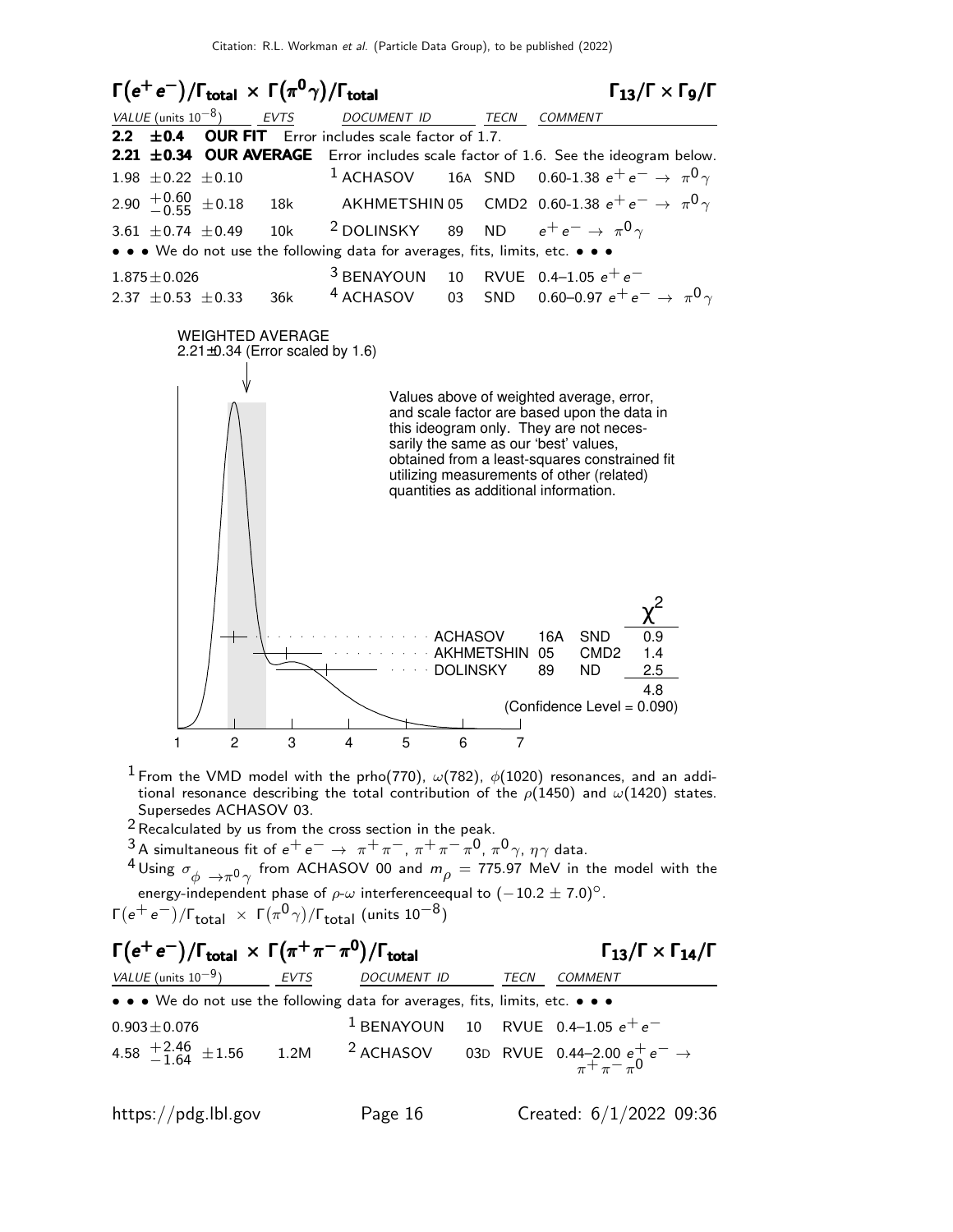## $\Gamma(e^+e^-)/\Gamma_{\text{total}} \times \Gamma(\pi^0\gamma)/\Gamma_{\text{total}}$ $\qquad\qquad$ $\Gamma_{13}/\Gamma \times \Gamma_9/\Gamma$

| VALUE (units $10^{-8}$) | EVTS | DOCUMENT ID | | TECN | COMMENT |
|---|---|---|---|---|---|
| **2.2 ±0.4 OUR FIT** Error includes scale factor of 1.7. | | | | | |
| **2.21 ±0.34 OUR AVERAGE** Error includes scale factor of 1.6. See the ideogram below. | | | | | |
| $1.98 \pm 0.22 \pm 0.10$ | | [1] ACHASOV | 16A | SND | 0.60-1.38 $e^+e^- \to \pi^0\gamma$ |
| $2.90\ ^{+0.60}_{-0.55} \pm 0.18$ | 18k | AKHMETSHIN | 05 | CMD2 | 0.60-1.38 $e^+e^- \to \pi^0\gamma$ |
| $3.61 \pm 0.74 \pm 0.49$ | 10k | [2] DOLINSKY | 89 | ND | $e^+e^- \to \pi^0\gamma$ |
| • • • We do not use the following data for averages, fits, limits, etc. • • • | | | | | |
| $1.875 \pm 0.026$ | | [3] BENAYOUN | 10 | RVUE | 0.4–1.05 $e^+e^-$ |
| $2.37 \pm 0.53 \pm 0.33$ | 36k | [4] ACHASOV | 03 | SND | 0.60–0.97 $e^+e^- \to \pi^0\gamma$ |

WEIGHTED AVERAGE
2.21±0.34 (Error scaled by 1.6)

Values above of weighted average, error, and scale factor are based upon the data in this ideogram only. They are not necessarily the same as our 'best' values, obtained from a least-squares constrained fit utilizing measurements of other (related) quantities as additional information.

| | | | $\chi^2$ |
|---|---|---|---|
| ACHASOV | 16A | SND | 0.9 |
| AKHMETSHIN | 05 | CMD2 | 1.4 |
| DOLINSKY | 89 | ND | 2.5 |
| | | | 4.8 |

(Confidence Level = 0.090)

$\Gamma(e^+e^-)/\Gamma_{\text{total}} \times \Gamma(\pi^0\gamma)/\Gamma_{\text{total}}$ (units $10^{-8}$)

[1] From the VMD model with the prho(770), $\omega(782)$, $\phi(1020)$ resonances, and an additional resonance describing the total contribution of the $\rho(1450)$ and $\omega(1420)$ states. Supersedes ACHASOV 03.

[2] Recalculated by us from the cross section in the peak.

[3] A simultaneous fit of $e^+e^- \to \pi^+\pi^-$, $\pi^+\pi^-\pi^0$, $\pi^0\gamma$, $\eta\gamma$ data.

[4] Using $\sigma_{\phi \to \pi^0\gamma}$ from ACHASOV 00 and $m_\rho$ = 775.97 MeV in the model with the energy-independent phase of $\rho$-$\omega$ interferenceequal to $(-10.2 \pm 7.0)^\circ$.

## $\Gamma(e^+e^-)/\Gamma_{\text{total}} \times \Gamma(\pi^+\pi^-\pi^0)/\Gamma_{\text{total}}$ $\qquad\qquad$ $\Gamma_{13}/\Gamma \times \Gamma_{14}/\Gamma$

| VALUE (units $10^{-9}$) | EVTS | DOCUMENT ID | | TECN | COMMENT |
|---|---|---|---|---|---|
| • • • We do not use the following data for averages, fits, limits, etc. • • • | | | | | |
| $0.903 \pm 0.076$ | | [1] BENAYOUN | 10 | RVUE | 0.4–1.05 $e^+e^-$ |
| $4.58\ ^{+2.46}_{-1.64} \pm 1.56$ | 1.2M | [2] ACHASOV | 03D | RVUE | 0.44–2.00 $e^+e^- \to \pi^+\pi^-\pi^0$ |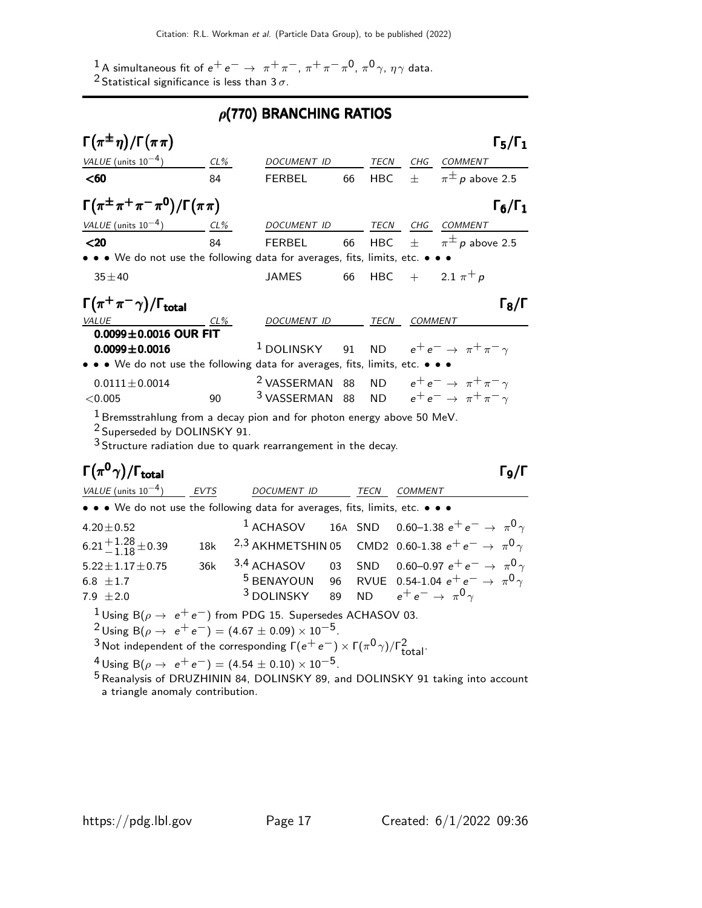[1] A simultaneous fit of $e^+e^- \to \pi^+\pi^-$, $\pi^+\pi^-\pi^0$, $\pi^0\gamma$, $\eta\gamma$ data.
[2] Statistical significance is less than $3\sigma$.

## ρ(770) BRANCHING RATIOS

### $\Gamma(\pi^{\pm}\eta)/\Gamma(\pi\pi)$ — $\Gamma_5/\Gamma_1$

| VALUE (units $10^{-4}$) | CL% | DOCUMENT ID | | TECN | CHG | COMMENT |
|---|---|---|---|---|---|---|
| **<60** | 84 | FERBEL | 66 | HBC | $\pm$ | $\pi^{\pm}p$ above 2.5 |

### $\Gamma(\pi^{\pm}\pi^+\pi^-\pi^0)/\Gamma(\pi\pi)$ — $\Gamma_6/\Gamma_1$

| VALUE (units $10^{-4}$) | CL% | DOCUMENT ID | | TECN | CHG | COMMENT |
|---|---|---|---|---|---|---|
| **<20** | 84 | FERBEL | 66 | HBC | $\pm$ | $\pi^{\pm}p$ above 2.5 |
| • • • We do not use the following data for averages, fits, limits, etc. • • • | | | | | | |
| $35\pm40$ | | JAMES | 66 | HBC | + | 2.1 $\pi^+p$ |

### $\Gamma(\pi^+\pi^-\gamma)/\Gamma_{\text{total}}$ — $\Gamma_8/\Gamma$

| VALUE | CL% | DOCUMENT ID | | TECN | COMMENT |
|---|---|---|---|---|---|
| **0.0099±0.0016 OUR FIT** | | | | | |
| **0.0099±0.0016** | | [1] DOLINSKY | 91 | ND | $e^+e^- \to \pi^+\pi^-\gamma$ |
| • • • We do not use the following data for averages, fits, limits, etc. • • • | | | | | |
| $0.0111\pm0.0014$ | | [2] VASSERMAN | 88 | ND | $e^+e^- \to \pi^+\pi^-\gamma$ |
| $<0.005$ | 90 | [3] VASSERMAN | 88 | ND | $e^+e^- \to \pi^+\pi^-\gamma$ |

[1] Bremsstrahlung from a decay pion and for photon energy above 50 MeV.
[2] Superseded by DOLINSKY 91.
[3] Structure radiation due to quark rearrangement in the decay.

### $\Gamma(\pi^0\gamma)/\Gamma_{\text{total}}$ — $\Gamma_9/\Gamma$

| VALUE (units $10^{-4}$) | EVTS | DOCUMENT ID | | TECN | COMMENT |
|---|---|---|---|---|---|
| • • • We do not use the following data for averages, fits, limits, etc. • • • | | | | | |
| $4.20\pm0.52$ | | [1] ACHASOV | 16A | SND | 0.60–1.38 $e^+e^- \to \pi^0\gamma$ |
| $6.21^{+1.28}_{-1.18}\pm0.39$ | 18k | [2,3] AKHMETSHIN | 05 | CMD2 | 0.60-1.38 $e^+e^- \to \pi^0\gamma$ |
| $5.22\pm1.17\pm0.75$ | 36k | [3,4] ACHASOV | 03 | SND | 0.60–0.97 $e^+e^- \to \pi^0\gamma$ |
| $6.8\ \pm1.7$ | | [5] BENAYOUN | 96 | RVUE | 0.54-1.04 $e^+e^- \to \pi^0\gamma$ |
| $7.9\ \pm2.0$ | | [3] DOLINSKY | 89 | ND | $e^+e^- \to \pi^0\gamma$ |

[1] Using $B(\rho \to e^+e^-)$ from PDG 15. Supersedes ACHASOV 03.
[2] Using $B(\rho \to e^+e^-) = (4.67 \pm 0.09) \times 10^{-5}$.
[3] Not independent of the corresponding $\Gamma(e^+e^-) \times \Gamma(\pi^0\gamma)/\Gamma^2_{\text{total}}$.
[4] Using $B(\rho \to e^+e^-) = (4.54 \pm 0.10) \times 10^{-5}$.
[5] Reanalysis of DRUZHININ 84, DOLINSKY 89, and DOLINSKY 91 taking into account a triangle anomaly contribution.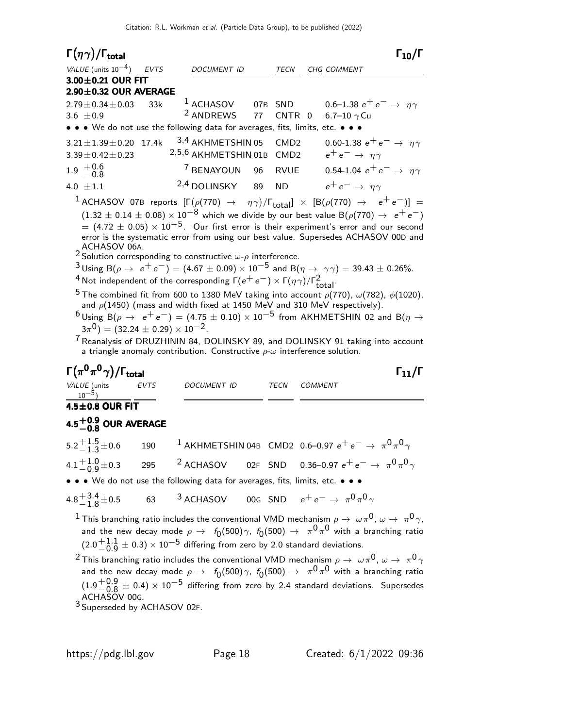## $\Gamma(\eta\gamma)/\Gamma_{total}$ — $\Gamma_{10}/\Gamma$

| VALUE (units $10^{-4}$) | EVTS | DOCUMENT ID | | TECN | CHG | COMMENT |
|---|---|---|---|---|---|---|
| **3.00±0.21 OUR FIT** | | | | | | |
| **2.90±0.32 OUR AVERAGE** | | | | | | |
| $2.79\pm0.34\pm0.03$ | 33k | [1] ACHASOV | 07B | SND | | 0.6–1.38 $e^+e^- \to \eta\gamma$ |
| $3.6 \pm0.9$ | | [2] ANDREWS | 77 | CNTR | 0 | 6.7–10 $\gamma$Cu |
| • • • We do not use the following data for averages, fits, limits, etc. • • • | | | | | | |
| $3.21\pm1.39\pm0.20$ | 17.4k | [3,4] AKHMETSHIN | 05 | CMD2 | | 0.60-1.38 $e^+e^- \to \eta\gamma$ |
| $3.39\pm0.42\pm0.23$ | | [2,5,6] AKHMETSHIN | 01B | CMD2 | | $e^+e^- \to \eta\gamma$ |
| $1.9\ ^{+0.6}_{-0.8}$ | | [7] BENAYOUN | 96 | RVUE | | 0.54-1.04 $e^+e^- \to \eta\gamma$ |
| $4.0 \pm1.1$ | | [2,4] DOLINSKY | 89 | ND | | $e^+e^- \to \eta\gamma$ |

[1] ACHASOV 07B reports $[\Gamma(\rho(770) \to \eta\gamma)/\Gamma_{total}] \times [B(\rho(770) \to e^+e^-)] = (1.32 \pm 0.14 \pm 0.08) \times 10^{-8}$ which we divide by our best value $B(\rho(770) \to e^+e^-) = (4.72 \pm 0.05) \times 10^{-5}$. Our first error is their experiment's error and our second error is the systematic error from using our best value. Supersedes ACHASOV 00D and ACHASOV 06A.

[2] Solution corresponding to constructive $\omega$-$\rho$ interference.

[3] Using $B(\rho \to e^+e^-) = (4.67 \pm 0.09) \times 10^{-5}$ and $B(\eta \to \gamma\gamma) = 39.43 \pm 0.26\%$.

[4] Not independent of the corresponding $\Gamma(e^+e^-) \times \Gamma(\eta\gamma)/\Gamma^2_{total}$.

[5] The combined fit from 600 to 1380 MeV taking into account $\rho(770)$, $\omega(782)$, $\phi(1020)$, and $\rho(1450)$ (mass and width fixed at 1450 MeV and 310 MeV respectively).

[6] Using $B(\rho \to e^+e^-) = (4.75 \pm 0.10) \times 10^{-5}$ from AKHMETSHIN 02 and $B(\eta \to 3\pi^0) = (32.24 \pm 0.29) \times 10^{-2}$.

[7] Reanalysis of DRUZHININ 84, DOLINSKY 89, and DOLINSKY 91 taking into account a triangle anomaly contribution. Constructive $\rho$-$\omega$ interference solution.

## $\Gamma(\pi^0\pi^0\gamma)/\Gamma_{total}$ — $\Gamma_{11}/\Gamma$

| VALUE (units $10^{-5}$) | EVTS | DOCUMENT ID | | TECN | COMMENT |
|---|---|---|---|---|---|
| **4.5±0.8 OUR FIT** | | | | | |
| **$4.5^{+0.9}_{-0.8}$ OUR AVERAGE** | | | | | |
| $5.2^{+1.5}_{-1.3}\pm0.6$ | 190 | [1] AKHMETSHIN | 04B | CMD2 | 0.6–0.97 $e^+e^- \to \pi^0\pi^0\gamma$ |
| $4.1^{+1.0}_{-0.9}\pm0.3$ | 295 | [2] ACHASOV | 02F | SND | 0.36–0.97 $e^+e^- \to \pi^0\pi^0\gamma$ |
| • • • We do not use the following data for averages, fits, limits, etc. • • • | | | | | |
| $4.8^{+3.4}_{-1.8}\pm0.5$ | 63 | [3] ACHASOV | 00G | SND | $e^+e^- \to \pi^0\pi^0\gamma$ |

[1] This branching ratio includes the conventional VMD mechanism $\rho \to \omega\pi^0$, $\omega \to \pi^0\gamma$, and the new decay mode $\rho \to f_0(500)\gamma$, $f_0(500) \to \pi^0\pi^0$ with a branching ratio $(2.0^{+1.1}_{-0.9} \pm 0.3) \times 10^{-5}$ differing from zero by 2.0 standard deviations.

[2] This branching ratio includes the conventional VMD mechanism $\rho \to \omega\pi^0$, $\omega \to \pi^0\gamma$ and the new decay mode $\rho \to f_0(500)\gamma$, $f_0(500) \to \pi^0\pi^0$ with a branching ratio $(1.9^{+0.9}_{-0.8} \pm 0.4) \times 10^{-5}$ differing from zero by 2.4 standard deviations. Supersedes ACHASOV 00G.

[3] Superseded by ACHASOV 02F.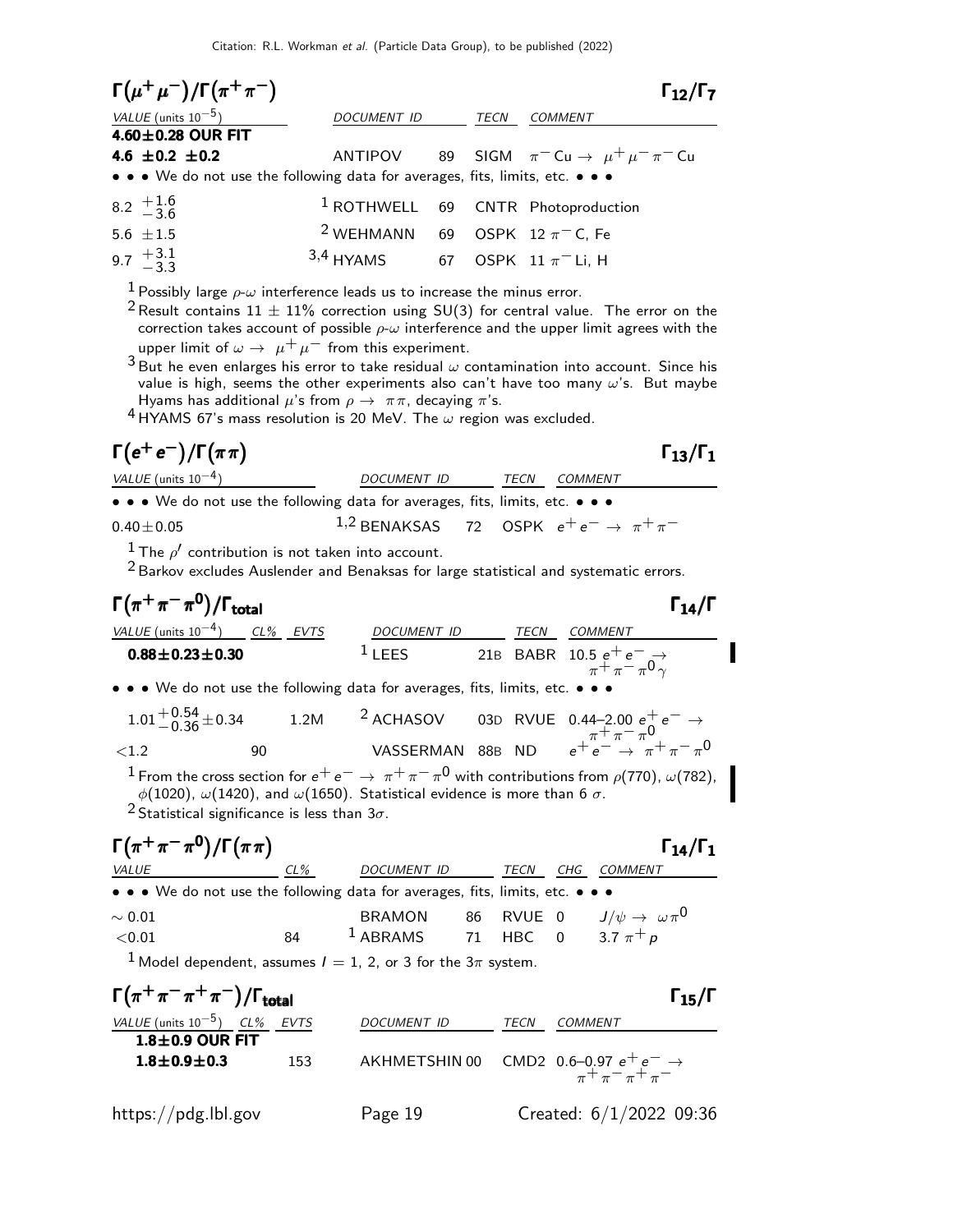## $\Gamma(\mu^+\mu^-)/\Gamma(\pi^+\pi^-)$ — $\Gamma_{12}/\Gamma_7$

| VALUE (units $10^{-5}$) | DOCUMENT ID | | TECN | COMMENT |
|---|---|---|---|---|
| **4.60±0.28 OUR FIT** | | | | |
| **4.6 ±0.2 ±0.2** | ANTIPOV | 89 | SIGM | $\pi^- \text{Cu} \to \mu^+\mu^-\pi^- \text{Cu}$ |
| • • • We do not use the following data for averages, fits, limits, etc. • • • | | | | |
| $8.2\ ^{+1.6}_{-3.6}$ | [1] ROTHWELL | 69 | CNTR | Photoproduction |
| $5.6\ \pm 1.5$ | [2] WEHMANN | 69 | OSPK | 12 $\pi^-$ C, Fe |
| $9.7\ ^{+3.1}_{-3.3}$ | [3,4] HYAMS | 67 | OSPK | 11 $\pi^-$ Li, H |

[1] Possibly large $\rho$-$\omega$ interference leads us to increase the minus error.

[2] Result contains $11 \pm 11\%$ correction using SU(3) for central value. The error on the correction takes account of possible $\rho$-$\omega$ interference and the upper limit agrees with the upper limit of $\omega \to \mu^+\mu^-$ from this experiment.

[3] But he even enlarges his error to take residual $\omega$ contamination into account. Since his value is high, seems the other experiments also can't have too many $\omega$'s. But maybe Hyams has additional $\mu$'s from $\rho \to \pi\pi$, decaying $\pi$'s.

[4] HYAMS 67's mass resolution is 20 MeV. The $\omega$ region was excluded.

## $\Gamma(e^+e^-)/\Gamma(\pi\pi)$ — $\Gamma_{13}/\Gamma_1$

| VALUE (units $10^{-4}$) | DOCUMENT ID | | TECN | COMMENT |
|---|---|---|---|---|
| • • • We do not use the following data for averages, fits, limits, etc. • • • | | | | |
| $0.40 \pm 0.05$ | [1,2] BENAKSAS | 72 | OSPK | $e^+e^- \to \pi^+\pi^-$ |

[1] The $\rho'$ contribution is not taken into account.

[2] Barkov excludes Auslender and Benaksas for large statistical and systematic errors.

## $\Gamma(\pi^+\pi^-\pi^0)/\Gamma_{\text{total}}$ — $\Gamma_{14}/\Gamma$

| VALUE (units $10^{-4}$) | CL% | EVTS | DOCUMENT ID | | TECN | COMMENT |
|---|---|---|---|---|---|---|
| **0.88±0.23±0.30** | | | [1] LEES | 21B | BABR | 10.5 $e^+e^- \to \pi^+\pi^-\pi^0\gamma$ |
| • • • We do not use the following data for averages, fits, limits, etc. • • • | | | | | | |
| $1.01\ ^{+0.54}_{-0.36} \pm 0.34$ | | 1.2M | [2] ACHASOV | 03D | RVUE | 0.44–2.00 $e^+e^- \to \pi^+\pi^-\pi^0$ |
| $<1.2$ | 90 | | VASSERMAN | 88B | ND | $e^+e^- \to \pi^+\pi^-\pi^0$ |

[1] From the cross section for $e^+e^- \to \pi^+\pi^-\pi^0$ with contributions from $\rho(770)$, $\omega(782)$, $\phi(1020)$, $\omega(1420)$, and $\omega(1650)$. Statistical evidence is more than 6 $\sigma$.

[2] Statistical significance is less than $3\sigma$.

## $\Gamma(\pi^+\pi^-\pi^0)/\Gamma(\pi\pi)$ — $\Gamma_{14}/\Gamma_1$

| VALUE | CL% | DOCUMENT ID | | TECN | CHG | COMMENT |
|---|---|---|---|---|---|---|
| • • • We do not use the following data for averages, fits, limits, etc. • • • | | | | | | |
| $\sim 0.01$ | | BRAMON | 86 | RVUE | 0 | $J/\psi \to \omega\pi^0$ |
| $<0.01$ | 84 | [1] ABRAMS | 71 | HBC | 0 | 3.7 $\pi^+ p$ |

[1] Model dependent, assumes $I = 1$, 2, or 3 for the $3\pi$ system.

## $\Gamma(\pi^+\pi^-\pi^+\pi^-)/\Gamma_{\text{total}}$ — $\Gamma_{15}/\Gamma$

| VALUE (units $10^{-5}$) | CL% | EVTS | DOCUMENT ID | | TECN | COMMENT |
|---|---|---|---|---|---|---|
| **1.8±0.9 OUR FIT** | | | | | | |
| **1.8±0.9±0.3** | | 153 | AKHMETSHIN | 00 | CMD2 | 0.6–0.97 $e^+e^- \to \pi^+\pi^-\pi^+\pi^-$ |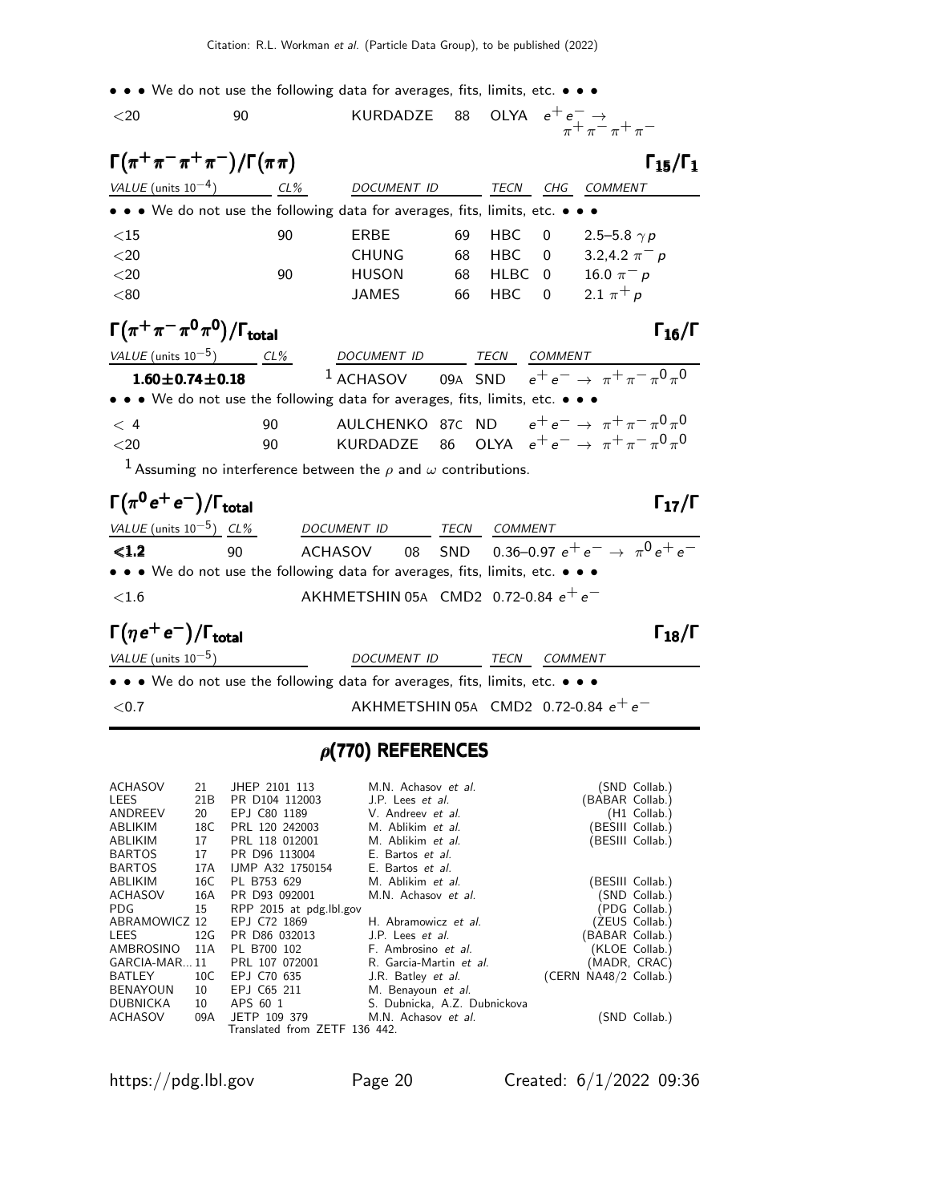• • • We do not use the following data for averages, fits, limits, etc. • • •

| | | | | | |
|---|---|---|---|---|---|
| <20 | 90 | KURDADZE | 88 | OLYA | $e^+e^- \to \pi^+\pi^-\pi^+\pi^-$ |

### $\Gamma(\pi^+\pi^-\pi^+\pi^-)/\Gamma(\pi\pi)$ — $\Gamma_{15}/\Gamma_1$

| VALUE (units $10^{-4}$) | CL% | DOCUMENT ID | | TECN | CHG | COMMENT |
|---|---|---|---|---|---|---|
| • • • We do not use the following data for averages, fits, limits, etc. • • • | | | | | | |
| <15 | 90 | ERBE | 69 | HBC | 0 | 2.5–5.8 $\gamma p$ |
| <20 | | CHUNG | 68 | HBC | 0 | 3.2,4.2 $\pi^- p$ |
| <20 | 90 | HUSON | 68 | HLBC | 0 | 16.0 $\pi^- p$ |
| <80 | | JAMES | 66 | HBC | 0 | 2.1 $\pi^+ p$ |

### $\Gamma(\pi^+\pi^-\pi^0\pi^0)/\Gamma_{\text{total}}$ — $\Gamma_{16}/\Gamma$

| VALUE (units $10^{-5}$) | CL% | DOCUMENT ID | | TECN | COMMENT |
|---|---|---|---|---|---|
| **1.60±0.74±0.18** | | [1] ACHASOV | 09A | SND | $e^+e^- \to \pi^+\pi^-\pi^0\pi^0$ |
| • • • We do not use the following data for averages, fits, limits, etc. • • • | | | | | |
| < 4 | 90 | AULCHENKO | 87C | ND | $e^+e^- \to \pi^+\pi^-\pi^0\pi^0$ |
| <20 | 90 | KURDADZE | 86 | OLYA | $e^+e^- \to \pi^+\pi^-\pi^0\pi^0$ |

[1] Assuming no interference between the $\rho$ and $\omega$ contributions.

### $\Gamma(\pi^0 e^+ e^-)/\Gamma_{\text{total}}$ — $\Gamma_{17}/\Gamma$

| VALUE (units $10^{-5}$) | CL% | DOCUMENT ID | | TECN | COMMENT |
|---|---|---|---|---|---|
| **<1.2** | 90 | ACHASOV | 08 | SND | 0.36–0.97 $e^+e^- \to \pi^0 e^+ e^-$ |
| • • • We do not use the following data for averages, fits, limits, etc. • • • | | | | | |
| <1.6 | | AKHMETSHIN | 05A | CMD2 | 0.72-0.84 $e^+e^-$ |

### $\Gamma(\eta e^+ e^-)/\Gamma_{\text{total}}$ — $\Gamma_{18}/\Gamma$

| VALUE (units $10^{-5}$) | DOCUMENT ID | | TECN | COMMENT |
|---|---|---|---|---|
| • • • We do not use the following data for averages, fits, limits, etc. • • • | | | | |
| <0.7 | AKHMETSHIN | 05A | CMD2 | 0.72-0.84 $e^+e^-$ |

## $\rho$(770) REFERENCES

| | | | | |
|---|---|---|---|---|
| ACHASOV | 21 | JHEP 2101 113 | M.N. Achasov *et al.* | (SND Collab.) |
| LEES | 21B | PR D104 112003 | J.P. Lees *et al.* | (BABAR Collab.) |
| ANDREEV | 20 | EPJ C80 1189 | V. Andreev *et al.* | (H1 Collab.) |
| ABLIKIM | 18C | PRL 120 242003 | M. Ablikim *et al.* | (BESIII Collab.) |
| ABLIKIM | 17 | PRL 118 012001 | M. Ablikim *et al.* | (BESIII Collab.) |
| BARTOS | 17 | PR D96 113004 | E. Bartos *et al.* | |
| BARTOS | 17A | IJMP A32 1750154 | E. Bartos *et al.* | |
| ABLIKIM | 16C | PL B753 629 | M. Ablikim *et al.* | (BESIII Collab.) |
| ACHASOV | 16A | PR D93 092001 | M.N. Achasov *et al.* | (SND Collab.) |
| PDG | 15 | RPP 2015 at pdg.lbl.gov | | (PDG Collab.) |
| ABRAMOWICZ | 12 | EPJ C72 1869 | H. Abramowicz *et al.* | (ZEUS Collab.) |
| LEES | 12G | PR D86 032013 | J.P. Lees *et al.* | (BABAR Collab.) |
| AMBROSINO | 11A | PL B700 102 | F. Ambrosino *et al.* | (KLOE Collab.) |
| GARCIA-MAR... | 11 | PRL 107 072001 | R. Garcia-Martin *et al.* | (MADR, CRAC) |
| BATLEY | 10C | EPJ C70 635 | J.R. Batley *et al.* | (CERN NA48/2 Collab.) |
| BENAYOUN | 10 | EPJ C65 211 | M. Benayoun *et al.* | |
| DUBNICKA | 10 | APS 60 1 | S. Dubnicka, A.Z. Dubnickova | |
| ACHASOV | 09A | JETP 109 379 | M.N. Achasov *et al.* | (SND Collab.) |
| | | Translated from ZETF 136 442. | | |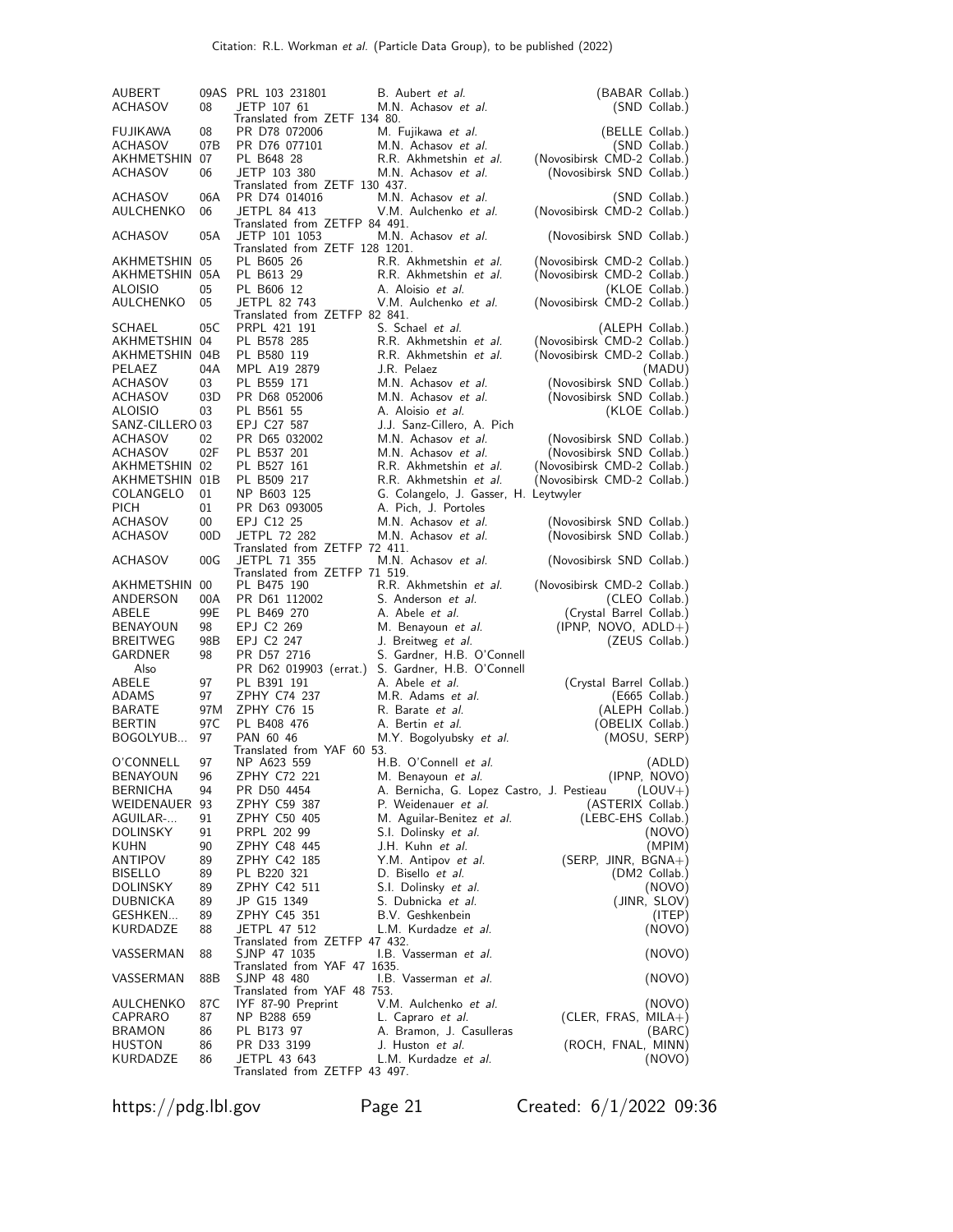| | | | | |
|---|---|---|---|---|
| AUBERT | 09AS | PRL 103 231801 | B. Aubert *et al.* | (BABAR Collab.) |
| ACHASOV | 08 | JETP 107 61 | M.N. Achasov *et al.* | (SND Collab.) |
| | | Translated from ZETF 134 80. | | |
| FUJIKAWA | 08 | PR D78 072006 | M. Fujikawa *et al.* | (BELLE Collab.) |
| ACHASOV | 07B | PR D76 077101 | M.N. Achasov *et al.* | (SND Collab.) |
| AKHMETSHIN | 07 | PL B648 28 | R.R. Akhmetshin *et al.* | (Novosibirsk CMD-2 Collab.) |
| ACHASOV | 06 | JETP 103 380 | M.N. Achasov *et al.* | (Novosibirsk SND Collab.) |
| | | Translated from ZETF 130 437. | | |
| ACHASOV | 06A | PR D74 014016 | M.N. Achasov *et al.* | (SND Collab.) |
| AULCHENKO | 06 | JETPL 84 413 | V.M. Aulchenko *et al.* | (Novosibirsk CMD-2 Collab.) |
| | | Translated from ZETFP 84 491. | | |
| ACHASOV | 05A | JETP 101 1053 | M.N. Achasov *et al.* | (Novosibirsk SND Collab.) |
| | | Translated from ZETF 128 1201. | | |
| AKHMETSHIN | 05 | PL B605 26 | R.R. Akhmetshin *et al.* | (Novosibirsk CMD-2 Collab.) |
| AKHMETSHIN | 05A | PL B613 29 | R.R. Akhmetshin *et al.* | (Novosibirsk CMD-2 Collab.) |
| ALOISIO | 05 | PL B606 12 | A. Aloisio *et al.* | (KLOE Collab.) |
| AULCHENKO | 05 | JETPL 82 743 | V.M. Aulchenko *et al.* | (Novosibirsk CMD-2 Collab.) |
| | | Translated from ZETFP 82 841. | | |
| SCHAEL | 05C | PRPL 421 191 | S. Schael *et al.* | (ALEPH Collab.) |
| AKHMETSHIN | 04 | PL B578 285 | R.R. Akhmetshin *et al.* | (Novosibirsk CMD-2 Collab.) |
| AKHMETSHIN | 04B | PL B580 119 | R.R. Akhmetshin *et al.* | (Novosibirsk CMD-2 Collab.) |
| PELAEZ | 04A | MPL A19 2879 | J.R. Pelaez | (MADU) |
| ACHASOV | 03 | PL B559 171 | M.N. Achasov *et al.* | (Novosibirsk SND Collab.) |
| ACHASOV | 03D | PR D68 052006 | M.N. Achasov *et al.* | (Novosibirsk SND Collab.) |
| ALOISIO | 03 | PL B561 55 | A. Aloisio *et al.* | (KLOE Collab.) |
| SANZ-CILLERO | 03 | EPJ C27 587 | J.J. Sanz-Cillero, A. Pich | |
| ACHASOV | 02 | PR D65 032002 | M.N. Achasov *et al.* | (Novosibirsk SND Collab.) |
| ACHASOV | 02F | PL B537 201 | M.N. Achasov *et al.* | (Novosibirsk SND Collab.) |
| AKHMETSHIN | 02 | PL B527 161 | R.R. Akhmetshin *et al.* | (Novosibirsk CMD-2 Collab.) |
| AKHMETSHIN | 01B | PL B509 217 | R.R. Akhmetshin *et al.* | (Novosibirsk CMD-2 Collab.) |
| COLANGELO | 01 | NP B603 125 | G. Colangelo, J. Gasser, H. Leytwyler | |
| PICH | 01 | PR D63 093005 | A. Pich, J. Portoles | |
| ACHASOV | 00 | EPJ C12 25 | M.N. Achasov *et al.* | (Novosibirsk SND Collab.) |
| ACHASOV | 00D | JETPL 72 282 | M.N. Achasov *et al.* | (Novosibirsk SND Collab.) |
| | | Translated from ZETFP 72 411. | | |
| ACHASOV | 00G | JETPL 71 355 | M.N. Achasov *et al.* | (Novosibirsk SND Collab.) |
| | | Translated from ZETFP 71 519. | | |
| AKHMETSHIN | 00 | PL B475 190 | R.R. Akhmetshin *et al.* | (Novosibirsk CMD-2 Collab.) |
| ANDERSON | 00A | PR D61 112002 | S. Anderson *et al.* | (CLEO Collab.) |
| ABELE | 99E | PL B469 270 | A. Abele *et al.* | (Crystal Barrel Collab.) |
| BENAYOUN | 98 | EPJ C2 269 | M. Benayoun *et al.* | (IPNP, NOVO, ADLD+) |
| BREITWEG | 98B | EPJ C2 247 | J. Breitweg *et al.* | (ZEUS Collab.) |
| GARDNER | 98 | PR D57 2716 | S. Gardner, H.B. O'Connell | |
| Also | | PR D62 019903 (errat.) | S. Gardner, H.B. O'Connell | |
| ABELE | 97 | PL B391 191 | A. Abele *et al.* | (Crystal Barrel Collab.) |
| ADAMS | 97 | ZPHY C74 237 | M.R. Adams *et al.* | (E665 Collab.) |
| BARATE | 97M | ZPHY C76 15 | R. Barate *et al.* | (ALEPH Collab.) |
| BERTIN | 97C | PL B408 476 | A. Bertin *et al.* | (OBELIX Collab.) |
| BOGOLYUB... | 97 | PAN 60 46 | M.Y. Bogolyubsky *et al.* | (MOSU, SERP) |
| | | Translated from YAF 60 53. | | |
| O'CONNELL | 97 | NP A623 559 | H.B. O'Connell *et al.* | (ADLD) |
| BENAYOUN | 96 | ZPHY C72 221 | M. Benayoun *et al.* | (IPNP, NOVO) |
| BERNICHA | 94 | PR D50 4454 | A. Bernicha, G. Lopez Castro, J. Pestieau | (LOUV+) |
| WEIDENAUER | 93 | ZPHY C59 387 | P. Weidenauer *et al.* | (ASTERIX Collab.) |
| AGUILAR-... | 91 | ZPHY C50 405 | M. Aguilar-Benitez *et al.* | (LEBC-EHS Collab.) |
| DOLINSKY | 91 | PRPL 202 99 | S.I. Dolinsky *et al.* | (NOVO) |
| KUHN | 90 | ZPHY C48 445 | J.H. Kuhn *et al.* | (MPIM) |
| ANTIPOV | 89 | ZPHY C42 185 | Y.M. Antipov *et al.* | (SERP, JINR, BGNA+) |
| BISELLO | 89 | PL B220 321 | D. Bisello *et al.* | (DM2 Collab.) |
| DOLINSKY | 89 | ZPHY C42 511 | S.I. Dolinsky *et al.* | (NOVO) |
| DUBNICKA | 89 | JP G15 1349 | S. Dubnicka *et al.* | (JINR, SLOV) |
| GESHKEN... | 89 | ZPHY C45 351 | B.V. Geshkenbein | (ITEP) |
| KURDADZE | 88 | JETPL 47 512 | L.M. Kurdadze *et al.* | (NOVO) |
| | | Translated from ZETFP 47 432. | | |
| VASSERMAN | 88 | SJNP 47 1035 | I.B. Vasserman *et al.* | (NOVO) |
| | | Translated from YAF 47 1635. | | |
| VASSERMAN | 88B | SJNP 48 480 | I.B. Vasserman *et al.* | (NOVO) |
| | | Translated from YAF 48 753. | | |
| AULCHENKO | 87C | IYF 87-90 Preprint | V.M. Aulchenko *et al.* | (NOVO) |
| CAPRARO | 87 | NP B288 659 | L. Capraro *et al.* | (CLER, FRAS, MILA+) |
| BRAMON | 86 | PL B173 97 | A. Bramon, J. Casulleras | (BARC) |
| HUSTON | 86 | PR D33 3199 | J. Huston *et al.* | (ROCH, FNAL, MINN) |
| KURDADZE | 86 | JETPL 43 643 | L.M. Kurdadze *et al.* | (NOVO) |
| | | Translated from ZETFP 43 497. | | |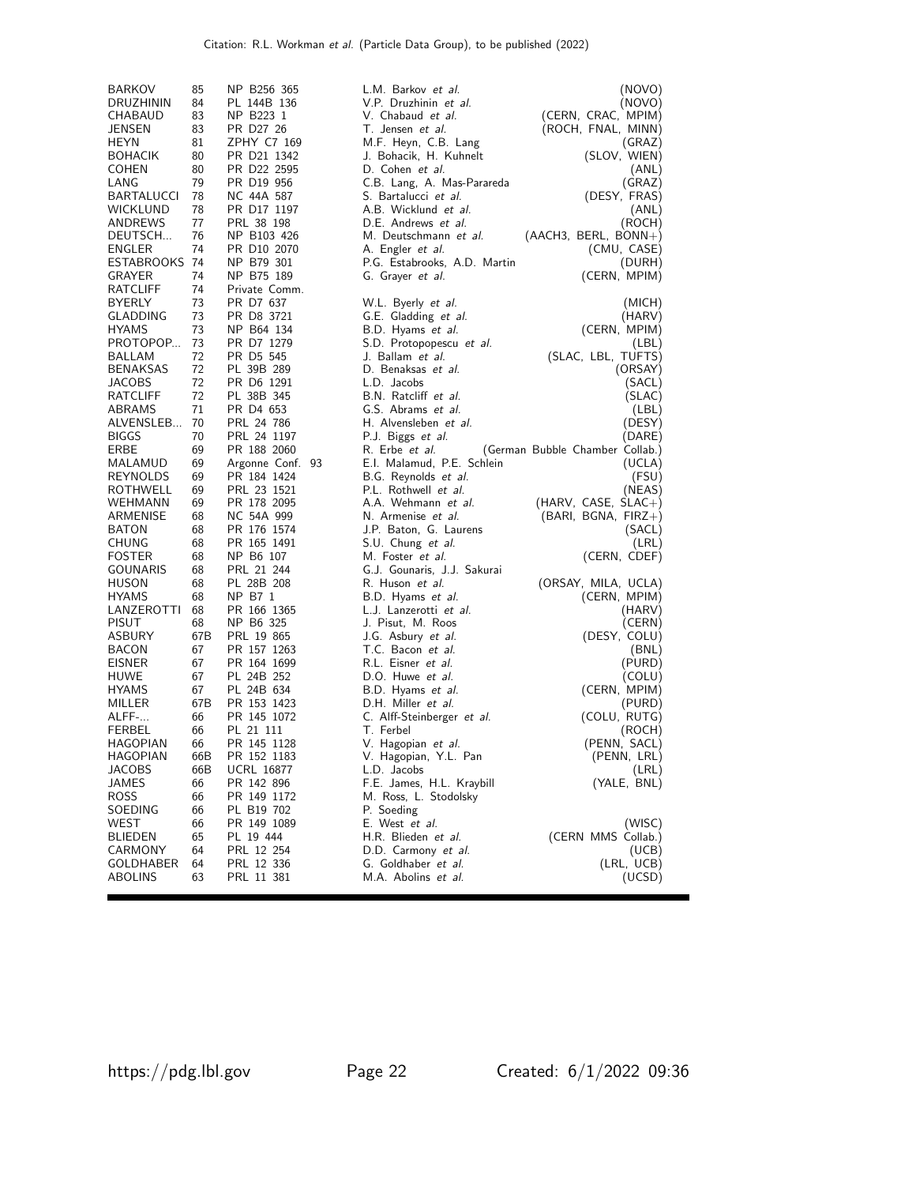| | | | | |
|---|---|---|---|---|
| BARKOV | 85 | NP B256 365 | L.M. Barkov *et al.* | (NOVO) |
| DRUZHININ | 84 | PL 144B 136 | V.P. Druzhinin *et al.* | (NOVO) |
| CHABAUD | 83 | NP B223 1 | V. Chabaud *et al.* | (CERN, CRAC, MPIM) |
| JENSEN | 83 | PR D27 26 | T. Jensen *et al.* | (ROCH, FNAL, MINN) |
| HEYN | 81 | ZPHY C7 169 | M.F. Heyn, C.B. Lang | (GRAZ) |
| BOHACIK | 80 | PR D21 1342 | J. Bohacik, H. Kuhnelt | (SLOV, WIEN) |
| COHEN | 80 | PR D22 2595 | D. Cohen *et al.* | (ANL) |
| LANG | 79 | PR D19 956 | C.B. Lang, A. Mas-Parareda | (GRAZ) |
| BARTALUCCI | 78 | NC 44A 587 | S. Bartalucci *et al.* | (DESY, FRAS) |
| WICKLUND | 78 | PR D17 1197 | A.B. Wicklund *et al.* | (ANL) |
| ANDREWS | 77 | PRL 38 198 | D.E. Andrews *et al.* | (ROCH) |
| DEUTSCH... | 76 | NP B103 426 | M. Deutschmann *et al.* | (AACH3, BERL, BONN+) |
| ENGLER | 74 | PR D10 2070 | A. Engler *et al.* | (CMU, CASE) |
| ESTABROOKS | 74 | NP B79 301 | P.G. Estabrooks, A.D. Martin | (DURH) |
| GRAYER | 74 | NP B75 189 | G. Grayer *et al.* | (CERN, MPIM) |
| RATCLIFF | 74 | Private Comm. | | |
| BYERLY | 73 | PR D7 637 | W.L. Byerly *et al.* | (MICH) |
| GLADDING | 73 | PR D8 3721 | G.E. Gladding *et al.* | (HARV) |
| HYAMS | 73 | NP B64 134 | B.D. Hyams *et al.* | (CERN, MPIM) |
| PROTOPOP... | 73 | PR D7 1279 | S.D. Protopopescu *et al.* | (LBL) |
| BALLAM | 72 | PR D5 545 | J. Ballam *et al.* | (SLAC, LBL, TUFTS) |
| BENAKSAS | 72 | PL 39B 289 | D. Benaksas *et al.* | (ORSAY) |
| JACOBS | 72 | PR D6 1291 | L.D. Jacobs | (SACL) |
| RATCLIFF | 72 | PL 38B 345 | B.N. Ratcliff *et al.* | (SLAC) |
| ABRAMS | 71 | PR D4 653 | G.S. Abrams *et al.* | (LBL) |
| ALVENSLEB... | 70 | PRL 24 786 | H. Alvensleben *et al.* | (DESY) |
| BIGGS | 70 | PRL 24 1197 | P.J. Biggs *et al.* | (DARE) |
| ERBE | 69 | PR 188 2060 | R. Erbe *et al.* | (German Bubble Chamber Collab.) |
| MALAMUD | 69 | Argonne Conf. 93 | E.I. Malamud, P.E. Schlein | (UCLA) |
| REYNOLDS | 69 | PR 184 1424 | B.G. Reynolds *et al.* | (FSU) |
| ROTHWELL | 69 | PRL 23 1521 | P.L. Rothwell *et al.* | (NEAS) |
| WEHMANN | 69 | PR 178 2095 | A.A. Wehmann *et al.* | (HARV, CASE, SLAC+) |
| ARMENISE | 68 | NC 54A 999 | N. Armenise *et al.* | (BARI, BGNA, FIRZ+) |
| BATON | 68 | PR 176 1574 | J.P. Baton, G. Laurens | (SACL) |
| CHUNG | 68 | PR 165 1491 | S.U. Chung *et al.* | (LRL) |
| FOSTER | 68 | NP B6 107 | M. Foster *et al.* | (CERN, CDEF) |
| GOUNARIS | 68 | PRL 21 244 | G.J. Gounaris, J.J. Sakurai | |
| HUSON | 68 | PL 28B 208 | R. Huson *et al.* | (ORSAY, MILA, UCLA) |
| HYAMS | 68 | NP B7 1 | B.D. Hyams *et al.* | (CERN, MPIM) |
| LANZEROTTI | 68 | PR 166 1365 | L.J. Lanzerotti *et al.* | (HARV) |
| PISUT | 68 | NP B6 325 | J. Pisut, M. Roos | (CERN) |
| ASBURY | 67B | PRL 19 865 | J.G. Asbury *et al.* | (DESY, COLU) |
| BACON | 67 | PR 157 1263 | T.C. Bacon *et al.* | (BNL) |
| EISNER | 67 | PR 164 1699 | R.L. Eisner *et al.* | (PURD) |
| HUWE | 67 | PL 24B 252 | D.O. Huwe *et al.* | (COLU) |
| HYAMS | 67 | PL 24B 634 | B.D. Hyams *et al.* | (CERN, MPIM) |
| MILLER | 67B | PR 153 1423 | D.H. Miller *et al.* | (PURD) |
| ALFF-... | 66 | PR 145 1072 | C. Alff-Steinberger *et al.* | (COLU, RUTG) |
| FERBEL | 66 | PL 21 111 | T. Ferbel | (ROCH) |
| HAGOPIAN | 66 | PR 145 1128 | V. Hagopian *et al.* | (PENN, SACL) |
| HAGOPIAN | 66B | PR 152 1183 | V. Hagopian, Y.L. Pan | (PENN, LRL) |
| JACOBS | 66B | UCRL 16877 | L.D. Jacobs | (LRL) |
| JAMES | 66 | PR 142 896 | F.E. James, H.L. Kraybill | (YALE, BNL) |
| ROSS | 66 | PR 149 1172 | M. Ross, L. Stodolsky | |
| SOEDING | 66 | PL B19 702 | P. Soeding | |
| WEST | 66 | PR 149 1089 | E. West *et al.* | (WISC) |
| BLIEDEN | 65 | PL 19 444 | H.R. Blieden *et al.* | (CERN MMS Collab.) |
| CARMONY | 64 | PRL 12 254 | D.D. Carmony *et al.* | (UCB) |
| GOLDHABER | 64 | PRL 12 336 | G. Goldhaber *et al.* | (LRL, UCB) |
| ABOLINS | 63 | PRL 11 381 | M.A. Abolins *et al.* | (UCSD) |